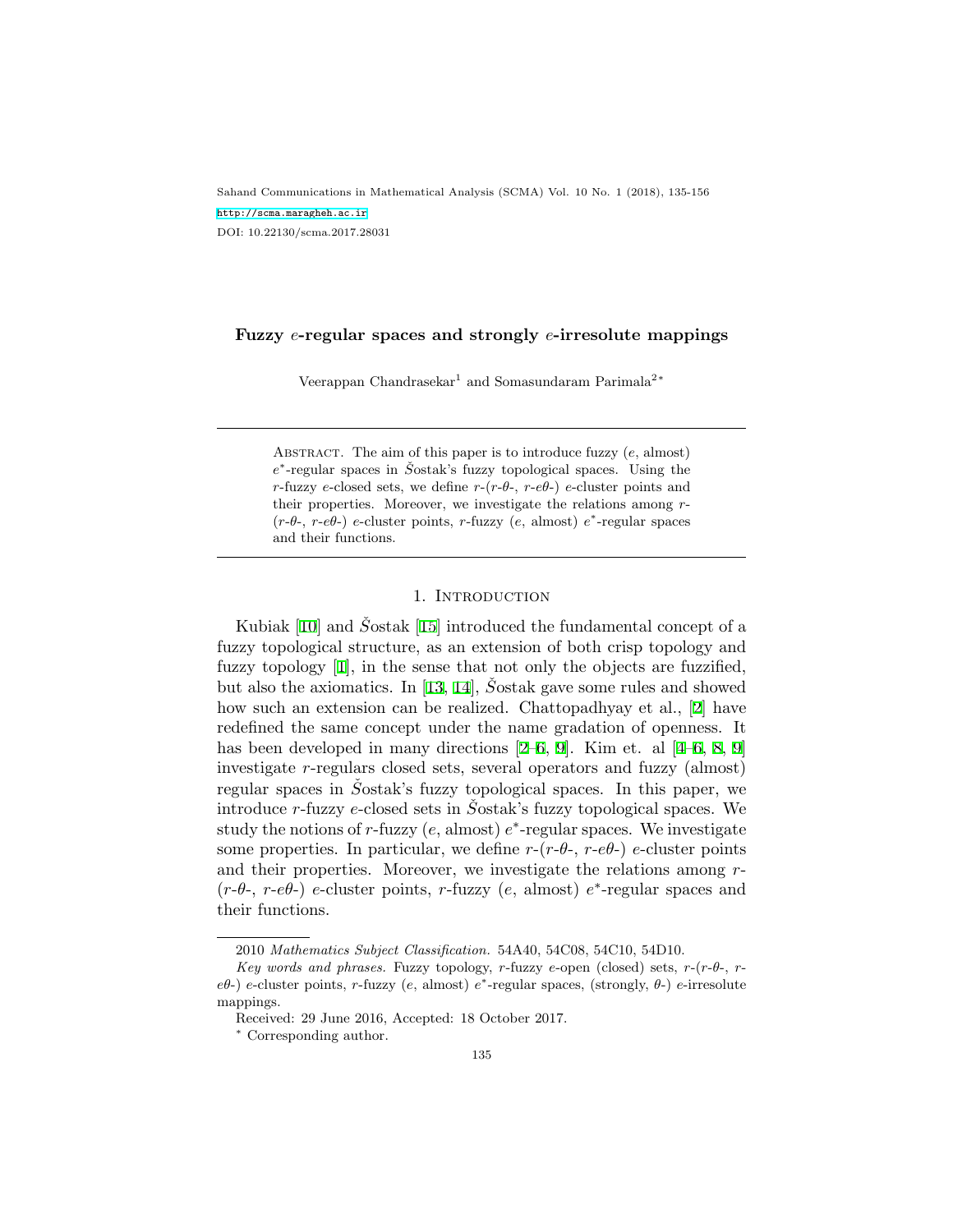# Fuzzy $e$-regular spaces and strongly $e$-irresolute mappings

Veerappan Chandrasekar[1] and Somasundaram Parimala[2*]

---

Abstract. The aim of this paper is to introduce fuzzy ($e$, almost) $e^*$-regular spaces in Šostak's fuzzy topological spaces. Using the $r$-fuzzy $e$-closed sets, we define $r$-($r$-$\theta$-, $r$-$e\theta$-) $e$-cluster points and their properties. Moreover, we investigate the relations among $r$-($r$-$\theta$-, $r$-$e\theta$-) $e$-cluster points, $r$-fuzzy ($e$, almost) $e^*$-regular spaces and their functions.

---

## 1. Introduction

Kubiak [10] and Šostak [15] introduced the fundamental concept of a fuzzy topological structure, as an extension of both crisp topology and fuzzy topology [1], in the sense that not only the objects are fuzzified, but also the axiomatics. In [13, 14], Šostak gave some rules and showed how such an extension can be realized. Chattopadhyay et al., [2] have redefined the same concept under the name gradation of openness. It has been developed in many directions [2–6, 9]. Kim et. al [4–6, 8, 9] investigate $r$-regulars closed sets, several operators and fuzzy (almost) regular spaces in Šostak's fuzzy topological spaces. In this paper, we introduce $r$-fuzzy $e$-closed sets in Šostak's fuzzy topological spaces. We study the notions of $r$-fuzzy ($e$, almost) $e^*$-regular spaces. We investigate some properties. In particular, we define $r$-($r$-$\theta$-, $r$-$e\theta$-) $e$-cluster points and their properties. Moreover, we investigate the relations among $r$-($r$-$\theta$-, $r$-$e\theta$-) $e$-cluster points, $r$-fuzzy ($e$, almost) $e^*$-regular spaces and their functions.

---

2010 *Mathematics Subject Classification.* 54A40, 54C08, 54C10, 54D10.

*Key words and phrases.* Fuzzy topology, $r$-fuzzy $e$-open (closed) sets, $r$-($r$-$\theta$-, $r$-$e\theta$-) $e$-cluster points, $r$-fuzzy ($e$, almost) $e^*$-regular spaces, (strongly, $\theta$-) $e$-irresolute mappings.

Received: 29 June 2016, Accepted: 18 October 2017.

\* Corresponding author.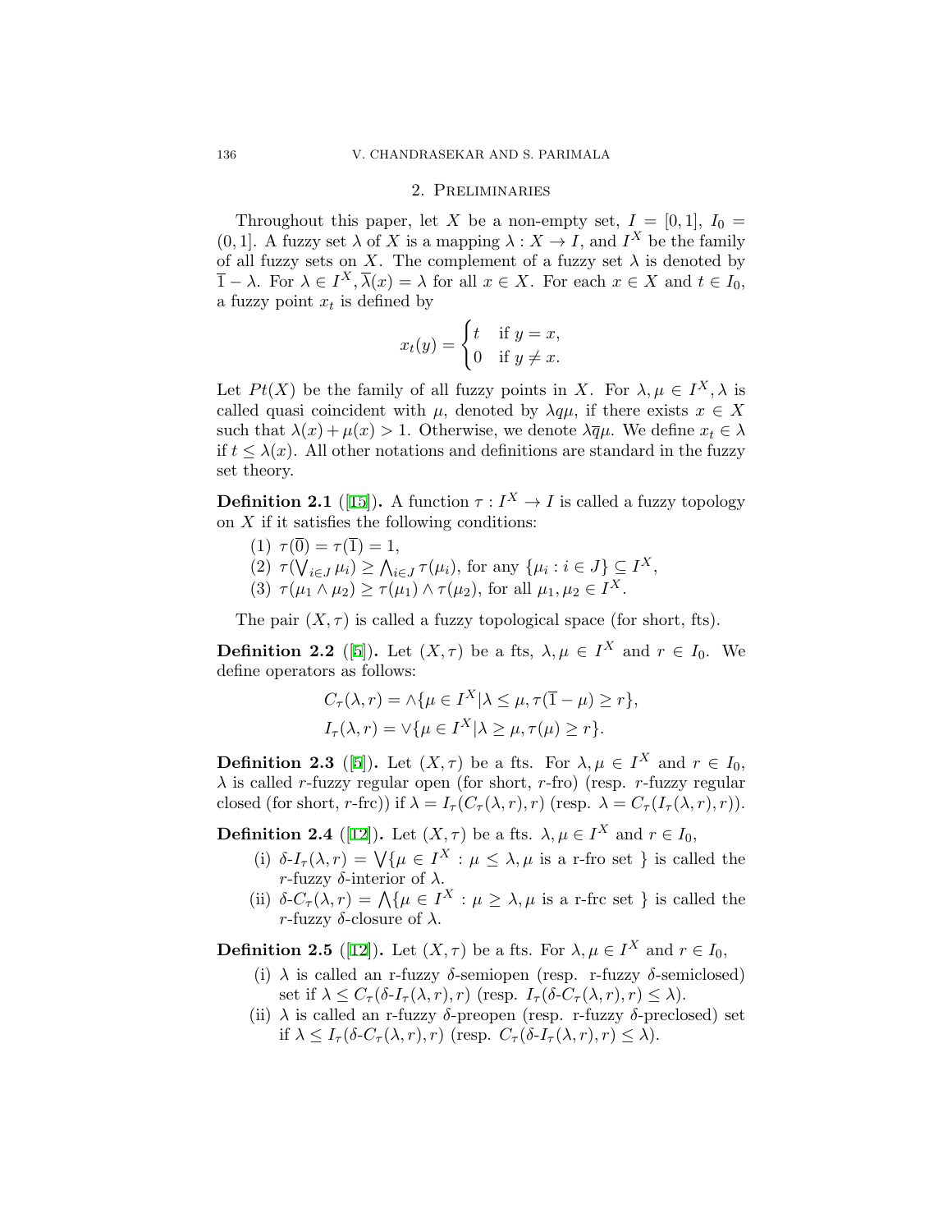## 2. Preliminaries

Throughout this paper, let $X$ be a non-empty set, $I = [0, 1]$, $I_0 = (0, 1]$. A fuzzy set $\lambda$ of $X$ is a mapping $\lambda : X \to I$, and $I^X$ be the family of all fuzzy sets on $X$. The complement of a fuzzy set $\lambda$ is denoted by $\overline{1} - \lambda$. For $\lambda \in I^X, \overline{\lambda}(x) = \lambda$ for all $x \in X$. For each $x \in X$ and $t \in I_0$, a fuzzy point $x_t$ is defined by

$$x_t(y) = \begin{cases} t & \text{if } y = x, \\ 0 & \text{if } y \neq x. \end{cases}$$

Let $Pt(X)$ be the family of all fuzzy points in $X$. For $\lambda, \mu \in I^X, \lambda$ is called quasi coincident with $\mu$, denoted by $\lambda q \mu$, if there exists $x \in X$ such that $\lambda(x) + \mu(x) > 1$. Otherwise, we denote $\lambda \overline{q} \mu$. We define $x_t \in \lambda$ if $t \leq \lambda(x)$. All other notations and definitions are standard in the fuzzy set theory.

**Definition 2.1** ([15]). A function $\tau : I^X \to I$ is called a fuzzy topology on $X$ if it satisfies the following conditions:

(1) $\tau(\overline{0}) = \tau(\overline{1}) = 1$,
(2) $\tau(\bigvee_{i \in J} \mu_i) \geq \bigwedge_{i \in J} \tau(\mu_i)$, for any $\{\mu_i : i \in J\} \subseteq I^X$,
(3) $\tau(\mu_1 \wedge \mu_2) \geq \tau(\mu_1) \wedge \tau(\mu_2)$, for all $\mu_1, \mu_2 \in I^X$.

The pair $(X, \tau)$ is called a fuzzy topological space (for short, fts).

**Definition 2.2** ([5]). Let $(X, \tau)$ be a fts, $\lambda, \mu \in I^X$ and $r \in I_0$. We define operators as follows:

$$C_\tau(\lambda, r) = \wedge\{\mu \in I^X | \lambda \leq \mu, \tau(\overline{1} - \mu) \geq r\},$$
$$I_\tau(\lambda, r) = \vee\{\mu \in I^X | \lambda \geq \mu, \tau(\mu) \geq r\}.$$

**Definition 2.3** ([5]). Let $(X, \tau)$ be a fts. For $\lambda, \mu \in I^X$ and $r \in I_0$, $\lambda$ is called $r$-fuzzy regular open (for short, $r$-fro) (resp. $r$-fuzzy regular closed (for short, $r$-frc)) if $\lambda = I_\tau(C_\tau(\lambda, r), r)$ (resp. $\lambda = C_\tau(I_\tau(\lambda, r), r)$).

**Definition 2.4** ([12]). Let $(X, \tau)$ be a fts. $\lambda, \mu \in I^X$ and $r \in I_0$,

(i) $\delta$-$I_\tau(\lambda, r) = \bigvee\{\mu \in I^X : \mu \leq \lambda, \mu \text{ is a r-fro set }\}$ is called the $r$-fuzzy $\delta$-interior of $\lambda$.
(ii) $\delta$-$C_\tau(\lambda, r) = \bigwedge\{\mu \in I^X : \mu \geq \lambda, \mu \text{ is a r-frc set }\}$ is called the $r$-fuzzy $\delta$-closure of $\lambda$.

**Definition 2.5** ([12]). Let $(X, \tau)$ be a fts. For $\lambda, \mu \in I^X$ and $r \in I_0$,

(i) $\lambda$ is called an r-fuzzy $\delta$-semiopen (resp. r-fuzzy $\delta$-semiclosed) set if $\lambda \leq C_\tau(\delta\text{-}I_\tau(\lambda, r), r)$ (resp. $I_\tau(\delta\text{-}C_\tau(\lambda, r), r) \leq \lambda$).
(ii) $\lambda$ is called an r-fuzzy $\delta$-preopen (resp. r-fuzzy $\delta$-preclosed) set if $\lambda \leq I_\tau(\delta\text{-}C_\tau(\lambda, r), r)$ (resp. $C_\tau(\delta\text{-}I_\tau(\lambda, r), r) \leq \lambda$).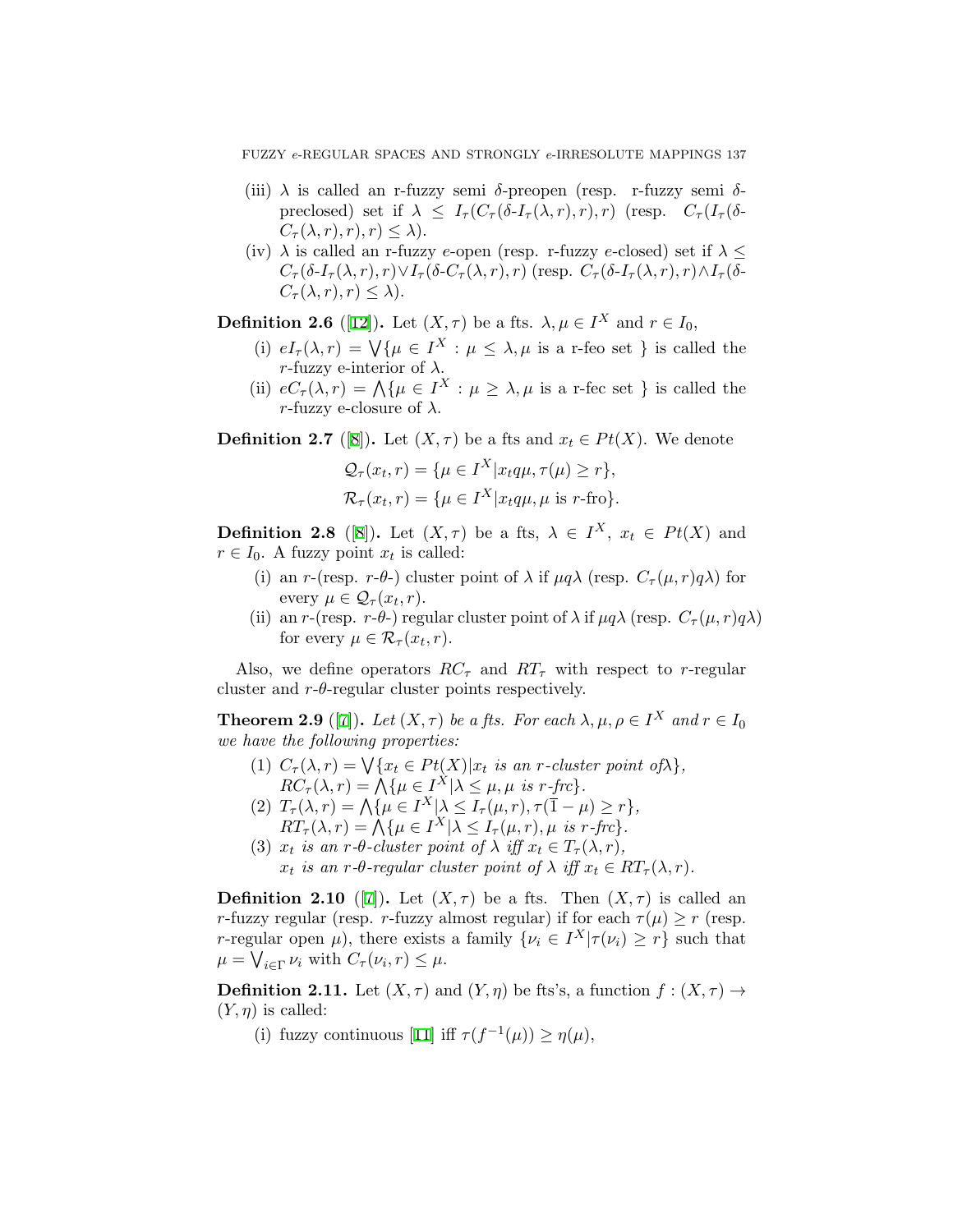(iii) $\lambda$ is called an r-fuzzy semi $\delta$-preopen (resp. r-fuzzy semi $\delta$-preclosed) set if $\lambda \leq I_\tau(C_\tau(\delta\text{-}I_\tau(\lambda,r),r),r)$ (resp. $C_\tau(I_\tau(\delta\text{-}C_\tau(\lambda,r),r),r) \leq \lambda$).

(iv) $\lambda$ is called an r-fuzzy $e$-open (resp. r-fuzzy $e$-closed) set if $\lambda \leq C_\tau(\delta\text{-}I_\tau(\lambda,r),r) \vee I_\tau(\delta\text{-}C_\tau(\lambda,r),r)$ (resp. $C_\tau(\delta\text{-}I_\tau(\lambda,r),r) \wedge I_\tau(\delta\text{-}C_\tau(\lambda,r),r) \leq \lambda$).

**Definition 2.6** ([12]). Let $(X,\tau)$ be a fts. $\lambda, \mu \in I^X$ and $r \in I_0$,

(i) $eI_\tau(\lambda,r) = \bigvee\{\mu \in I^X : \mu \leq \lambda, \mu \text{ is a r-feo set }\}$ is called the $r$-fuzzy e-interior of $\lambda$.

(ii) $eC_\tau(\lambda,r) = \bigwedge\{\mu \in I^X : \mu \geq \lambda, \mu \text{ is a r-fec set }\}$ is called the $r$-fuzzy e-closure of $\lambda$.

**Definition 2.7** ([8]). Let $(X,\tau)$ be a fts and $x_t \in Pt(X)$. We denote

$$\mathcal{Q}_\tau(x_t,r) = \{\mu \in I^X | x_t q \mu, \tau(\mu) \geq r\},$$
$$\mathcal{R}_\tau(x_t,r) = \{\mu \in I^X | x_t q \mu, \mu \text{ is } r\text{-fro}\}.$$

**Definition 2.8** ([8]). Let $(X,\tau)$ be a fts, $\lambda \in I^X$, $x_t \in Pt(X)$ and $r \in I_0$. A fuzzy point $x_t$ is called:

(i) an $r$-(resp. $r$-$\theta$-) cluster point of $\lambda$ if $\mu q \lambda$ (resp. $C_\tau(\mu,r) q \lambda$) for every $\mu \in \mathcal{Q}_\tau(x_t,r)$.

(ii) an $r$-(resp. $r$-$\theta$-) regular cluster point of $\lambda$ if $\mu q \lambda$ (resp. $C_\tau(\mu,r) q \lambda$) for every $\mu \in \mathcal{R}_\tau(x_t,r)$.

Also, we define operators $RC_\tau$ and $RT_\tau$ with respect to $r$-regular cluster and $r$-$\theta$-regular cluster points respectively.

**Theorem 2.9** ([7]). *Let $(X,\tau)$ be a fts. For each $\lambda, \mu, \rho \in I^X$ and $r \in I_0$ we have the following properties:*

(1) $C_\tau(\lambda,r) = \bigvee\{x_t \in Pt(X) | x_t \text{ is an } r\text{-cluster point of} \lambda\}$,
$RC_\tau(\lambda,r) = \bigwedge\{\mu \in I^X | \lambda \leq \mu, \mu \text{ is } r\text{-frc}\}$.

(2) $T_\tau(\lambda,r) = \bigwedge\{\mu \in I^X | \lambda \leq I_\tau(\mu,r), \tau(\overline{1}-\mu) \geq r\}$,
$RT_\tau(\lambda,r) = \bigwedge\{\mu \in I^X | \lambda \leq I_\tau(\mu,r), \mu \text{ is } r\text{-frc}\}$.

(3) *$x_t$ is an $r$-$\theta$-cluster point of $\lambda$ iff $x_t \in T_\tau(\lambda,r)$,*
*$x_t$ is an $r$-$\theta$-regular cluster point of $\lambda$ iff $x_t \in RT_\tau(\lambda,r)$.*

**Definition 2.10** ([7]). Let $(X,\tau)$ be a fts. Then $(X,\tau)$ is called an $r$-fuzzy regular (resp. $r$-fuzzy almost regular) if for each $\tau(\mu) \geq r$ (resp. $r$-regular open $\mu$), there exists a family $\{\nu_i \in I^X | \tau(\nu_i) \geq r\}$ such that $\mu = \bigvee_{i\in\Gamma} \nu_i$ with $C_\tau(\nu_i,r) \leq \mu$.

**Definition 2.11.** Let $(X,\tau)$ and $(Y,\eta)$ be fts's, a function $f : (X,\tau) \to (Y,\eta)$ is called:

(i) fuzzy continuous [11] iff $\tau(f^{-1}(\mu)) \geq \eta(\mu)$,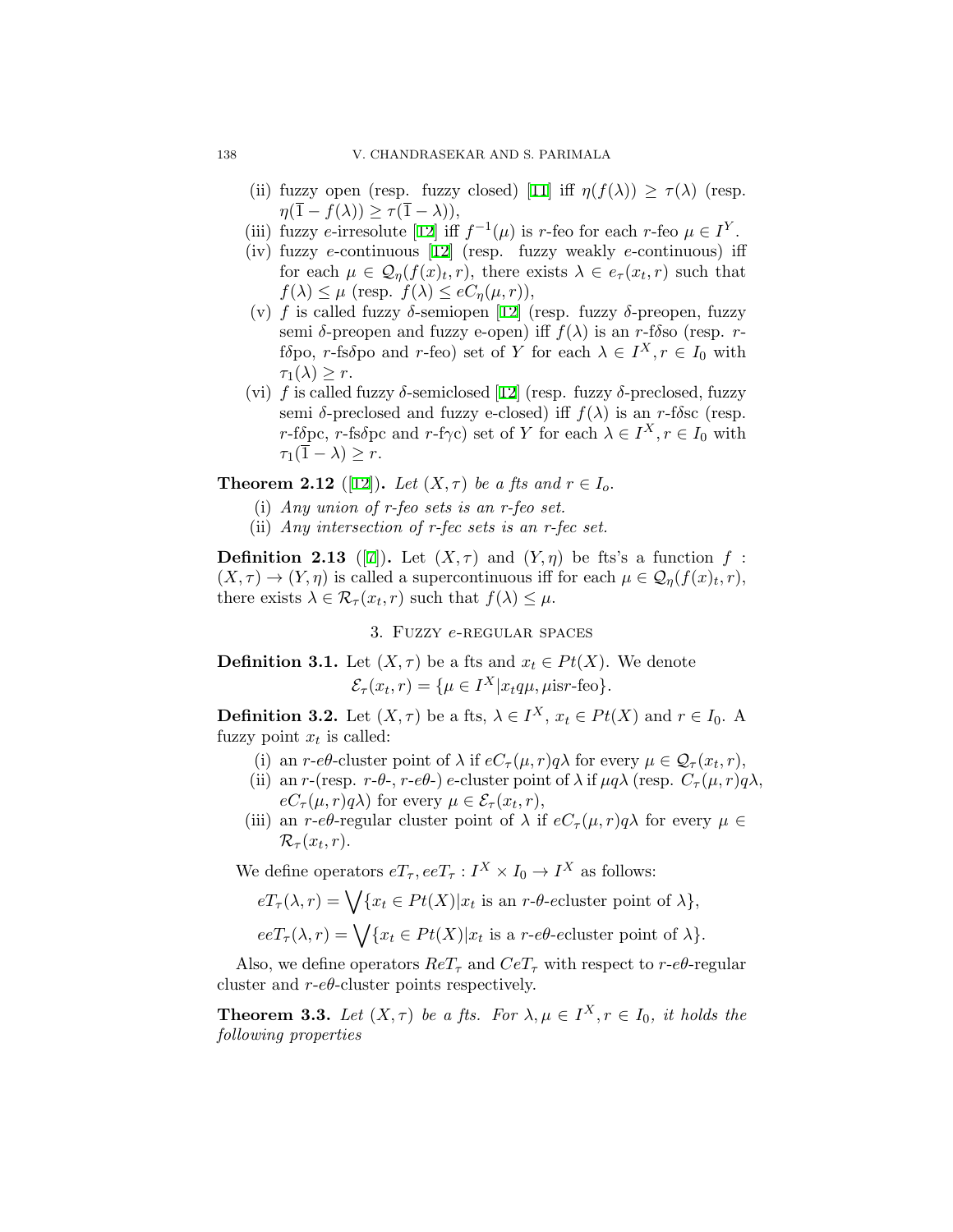(ii) fuzzy open (resp. fuzzy closed) [11] iff $\eta(f(\lambda)) \geq \tau(\lambda)$ (resp. $\eta(\overline{1} - f(\lambda)) \geq \tau(\overline{1} - \lambda)$),

(iii) fuzzy $e$-irresolute [12] iff $f^{-1}(\mu)$ is $r$-feo for each $r$-feo $\mu \in I^Y$.

(iv) fuzzy $e$-continuous [12] (resp. fuzzy weakly $e$-continuous) iff for each $\mu \in \mathcal{Q}_\eta(f(x)_t, r)$, there exists $\lambda \in e_\tau(x_t, r)$ such that $f(\lambda) \leq \mu$ (resp. $f(\lambda) \leq eC_\eta(\mu, r)$),

(v) $f$ is called fuzzy $\delta$-semiopen [12] (resp. fuzzy $\delta$-preopen, fuzzy semi $\delta$-preopen and fuzzy e-open) iff $f(\lambda)$ is an $r$-f$\delta$so (resp. $r$-f$\delta$po, $r$-fs$\delta$po and $r$-feo) set of $Y$ for each $\lambda \in I^X, r \in I_0$ with $\tau_1(\lambda) \geq r$.

(vi) $f$ is called fuzzy $\delta$-semiclosed [12] (resp. fuzzy $\delta$-preclosed, fuzzy semi $\delta$-preclosed and fuzzy e-closed) iff $f(\lambda)$ is an $r$-f$\delta$sc (resp. $r$-f$\delta$pc, $r$-fs$\delta$pc and $r$-f$\gamma$c) set of $Y$ for each $\lambda \in I^X, r \in I_0$ with $\tau_1(\overline{1} - \lambda) \geq r$.

**Theorem 2.12** ([12]). *Let $(X, \tau)$ be a fts and $r \in I_o$.*

(i) *Any union of r-feo sets is an r-feo set.*

(ii) *Any intersection of r-fec sets is an r-fec set.*

**Definition 2.13** ([7]). Let $(X, \tau)$ and $(Y, \eta)$ be fts's a function $f : (X, \tau) \to (Y, \eta)$ is called a supercontinuous iff for each $\mu \in \mathcal{Q}_\eta(f(x)_t, r)$, there exists $\lambda \in \mathcal{R}_\tau(x_t, r)$ such that $f(\lambda) \leq \mu$.

## 3. Fuzzy $e$-regular spaces

**Definition 3.1.** Let $(X, \tau)$ be a fts and $x_t \in Pt(X)$. We denote

$$\mathcal{E}_\tau(x_t, r) = \{\mu \in I^X | x_t q \mu, \mu \text{is} r\text{-feo}\}.$$

**Definition 3.2.** Let $(X, \tau)$ be a fts, $\lambda \in I^X$, $x_t \in Pt(X)$ and $r \in I_0$. A fuzzy point $x_t$ is called:

(i) an $r$-$e\theta$-cluster point of $\lambda$ if $eC_\tau(\mu, r) q \lambda$ for every $\mu \in \mathcal{Q}_\tau(x_t, r)$,

(ii) an $r$-(resp. $r$-$\theta$-, $r$-$e\theta$-) $e$-cluster point of $\lambda$ if $\mu q \lambda$ (resp. $C_\tau(\mu, r) q \lambda$, $eC_\tau(\mu, r) q \lambda$) for every $\mu \in \mathcal{E}_\tau(x_t, r)$,

(iii) an $r$-$e\theta$-regular cluster point of $\lambda$ if $eC_\tau(\mu, r) q \lambda$ for every $\mu \in \mathcal{R}_\tau(x_t, r)$.

We define operators $eT_\tau, eeT_\tau : I^X \times I_0 \to I^X$ as follows:

$$eT_\tau(\lambda, r) = \bigvee \{x_t \in Pt(X) | x_t \text{ is an } r\text{-}\theta\text{-}e\text{cluster point of } \lambda\},$$

$$eeT_\tau(\lambda, r) = \bigvee \{x_t \in Pt(X) | x_t \text{ is a } r\text{-}e\theta\text{-}e\text{cluster point of } \lambda\}.$$

Also, we define operators $ReT_\tau$ and $CeT_\tau$ with respect to $r$-$e\theta$-regular cluster and $r$-$e\theta$-cluster points respectively.

**Theorem 3.3.** *Let $(X, \tau)$ be a fts. For $\lambda, \mu \in I^X, r \in I_0$, it holds the following properties*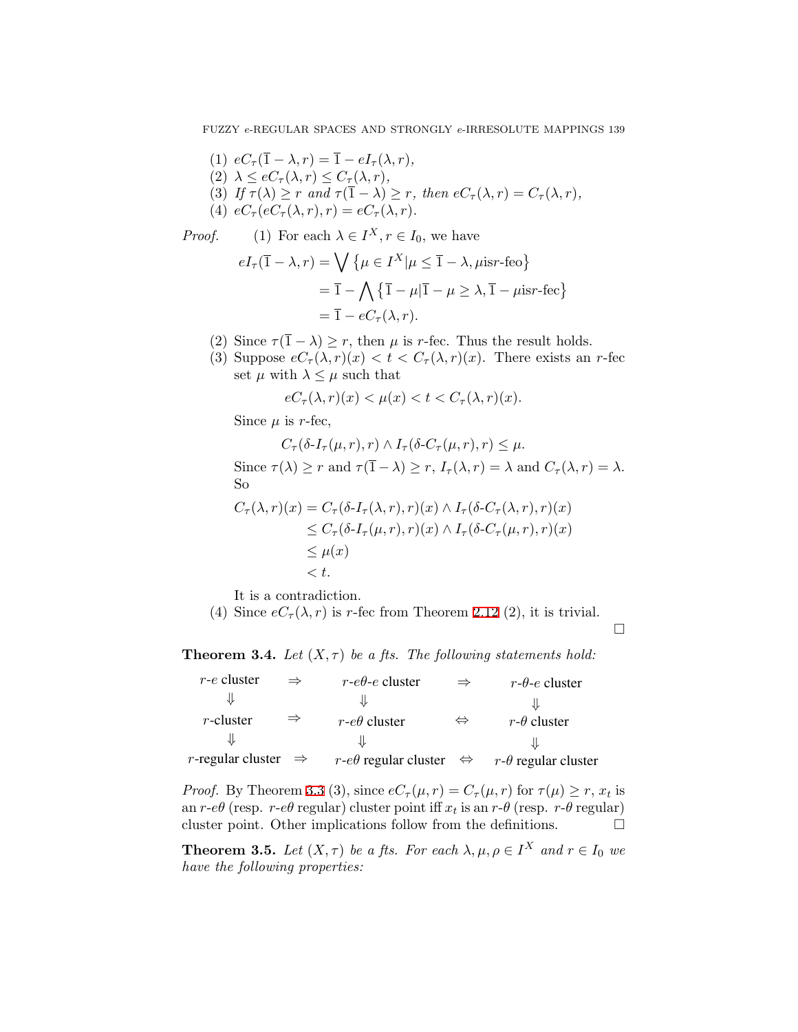(1) $eC_\tau(\overline{1}-\lambda, r) = \overline{1} - eI_\tau(\lambda, r)$,
(2) $\lambda \leq eC_\tau(\lambda, r) \leq C_\tau(\lambda, r)$,
(3) *If* $\tau(\lambda) \geq r$ *and* $\tau(\overline{1}-\lambda) \geq r$, *then* $eC_\tau(\lambda, r) = C_\tau(\lambda, r)$,
(4) $eC_\tau(eC_\tau(\lambda, r), r) = eC_\tau(\lambda, r)$.

*Proof.* (1) For each $\lambda \in I^X, r \in I_0$, we have

$$
\begin{aligned}
eI_\tau(\overline{1}-\lambda, r) &= \bigvee \left\{\mu \in I^X | \mu \leq \overline{1}-\lambda, \mu \text{is} r\text{-feo}\right\} \\
&= \overline{1} - \bigwedge \left\{\overline{1}-\mu | \overline{1}-\mu \geq \lambda, \overline{1}-\mu \text{is} r\text{-fec}\right\} \\
&= \overline{1} - eC_\tau(\lambda, r).
\end{aligned}
$$

(2) Since $\tau(\overline{1}-\lambda) \geq r$, then $\mu$ is $r$-fec. Thus the result holds.

(3) Suppose $eC_\tau(\lambda, r)(x) < t < C_\tau(\lambda, r)(x)$. There exists an $r$-fec set $\mu$ with $\lambda \leq \mu$ such that

$$eC_\tau(\lambda, r)(x) < \mu(x) < t < C_\tau(\lambda, r)(x).$$

Since $\mu$ is $r$-fec,

$$C_\tau(\delta\text{-}I_\tau(\mu, r), r) \wedge I_\tau(\delta\text{-}C_\tau(\mu, r), r) \leq \mu.$$

Since $\tau(\lambda) \geq r$ and $\tau(\overline{1}-\lambda) \geq r$, $I_\tau(\lambda, r) = \lambda$ and $C_\tau(\lambda, r) = \lambda$. So

$$
\begin{aligned}
C_\tau(\lambda, r)(x) &= C_\tau(\delta\text{-}I_\tau(\lambda, r), r)(x) \wedge I_\tau(\delta\text{-}C_\tau(\lambda, r), r)(x) \\
&\leq C_\tau(\delta\text{-}I_\tau(\mu, r), r)(x) \wedge I_\tau(\delta\text{-}C_\tau(\mu, r), r)(x) \\
&\leq \mu(x) \\
&< t.
\end{aligned}
$$

It is a contradiction.

(4) Since $eC_\tau(\lambda, r)$ is $r$-fec from Theorem 2.12 (2), it is trivial. □

**Theorem 3.4.** *Let* $(X, \tau)$ *be a fts. The following statements hold:*

| | | | | |
|---|---|---|---|---|
| $r$-$e$ cluster | $\Rightarrow$ | $r$-$e\theta$-$e$ cluster | $\Rightarrow$ | $r$-$\theta$-$e$ cluster |
| $\Downarrow$ | | $\Downarrow$ | | $\Downarrow$ |
| $r$-cluster | $\Rightarrow$ | $r$-$e\theta$ cluster | $\Leftrightarrow$ | $r$-$\theta$ cluster |
| $\Downarrow$ | | $\Downarrow$ | | $\Downarrow$ |
| $r$-regular cluster | $\Rightarrow$ | $r$-$e\theta$ regular cluster | $\Leftrightarrow$ | $r$-$\theta$ regular cluster |

*Proof.* By Theorem 3.3 (3), since $eC_\tau(\mu, r) = C_\tau(\mu, r)$ for $\tau(\mu) \geq r$, $x_t$ is an $r$-$e\theta$ (resp. $r$-$e\theta$ regular) cluster point iff $x_t$ is an $r$-$\theta$ (resp. $r$-$\theta$ regular) cluster point. Other implications follow from the definitions. □

**Theorem 3.5.** *Let* $(X, \tau)$ *be a fts. For each* $\lambda, \mu, \rho \in I^X$ *and* $r \in I_0$ *we have the following properties:*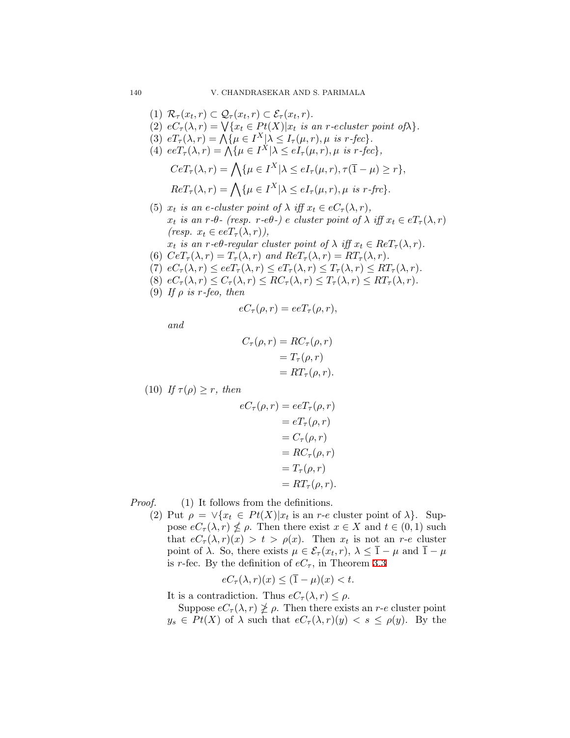(1) $\mathcal{R}_\tau(x_t, r) \subset \mathcal{Q}_\tau(x_t, r) \subset \mathcal{E}_\tau(x_t, r)$.

(2) $eC_\tau(\lambda, r) = \bigvee\{x_t \in Pt(X) | x_t \text{ is an } r\text{-ecluster point of} \lambda\}$.

(3) $eT_\tau(\lambda, r) = \bigwedge\{\mu \in I^X | \lambda \leq I_\tau(\mu, r), \mu \text{ is } r\text{-fec}\}$.

(4) $eeT_\tau(\lambda, r) = \bigwedge\{\mu \in I^X | \lambda \leq eI_\tau(\mu, r), \mu \text{ is } r\text{-fec}\}$,

$$CeT_\tau(\lambda, r) = \bigwedge\{\mu \in I^X | \lambda \leq eI_\tau(\mu, r), \tau(\overline{1} - \mu) \geq r\},$$

$$ReT_\tau(\lambda, r) = \bigwedge\{\mu \in I^X | \lambda \leq eI_\tau(\mu, r), \mu \text{ is } r\text{-frc}\}.$$

(5) *$x_t$ is an e-cluster point of $\lambda$ iff $x_t \in eC_\tau(\lambda, r)$,*
*$x_t$ is an r-θ- (resp. r-eθ-) e cluster point of $\lambda$ iff $x_t \in eT_\tau(\lambda, r)$ (resp. $x_t \in eeT_\tau(\lambda, r)$),*
*$x_t$ is an r-eθ-regular cluster point of $\lambda$ iff $x_t \in ReT_\tau(\lambda, r)$.*

(6) $CeT_\tau(\lambda, r) = T_\tau(\lambda, r)$ *and* $ReT_\tau(\lambda, r) = RT_\tau(\lambda, r)$.

(7) $eC_\tau(\lambda, r) \leq eeT_\tau(\lambda, r) \leq eT_\tau(\lambda, r) \leq T_\tau(\lambda, r) \leq RT_\tau(\lambda, r)$.

(8) $eC_\tau(\lambda, r) \leq C_\tau(\lambda, r) \leq RC_\tau(\lambda, r) \leq T_\tau(\lambda, r) \leq RT_\tau(\lambda, r)$.

(9) *If $\rho$ is r-feo, then*

$$eC_\tau(\rho, r) = eeT_\tau(\rho, r),$$

*and*

$$\begin{aligned} C_\tau(\rho, r) &= RC_\tau(\rho, r) \\ &= T_\tau(\rho, r) \\ &= RT_\tau(\rho, r). \end{aligned}$$

(10) *If $\tau(\rho) \geq r$, then*

$$\begin{aligned} eC_\tau(\rho, r) &= eeT_\tau(\rho, r) \\ &= eT_\tau(\rho, r) \\ &= C_\tau(\rho, r) \\ &= RC_\tau(\rho, r) \\ &= T_\tau(\rho, r) \\ &= RT_\tau(\rho, r). \end{aligned}$$

*Proof.* (1) It follows from the definitions.

(2) Put $\rho = \vee\{x_t \in Pt(X) | x_t \text{ is an } r\text{-}e \text{ cluster point of } \lambda\}$. Suppose $eC_\tau(\lambda, r) \not\leq \rho$. Then there exist $x \in X$ and $t \in (0, 1)$ such that $eC_\tau(\lambda, r)(x) > t > \rho(x)$. Then $x_t$ is not an $r$-$e$ cluster point of $\lambda$. So, there exists $\mu \in \mathcal{E}_\tau(x_t, r)$, $\lambda \leq \overline{1} - \mu$ and $\overline{1} - \mu$ is $r$-fec. By the definition of $eC_\tau$, in Theorem 3.3

$$eC_\tau(\lambda, r)(x) \leq (\overline{1} - \mu)(x) < t.$$

It is a contradiction. Thus $eC_\tau(\lambda, r) \leq \rho$.

Suppose $eC_\tau(\lambda, r) \not\geq \rho$. Then there exists an $r$-$e$ cluster point $y_s \in Pt(X)$ of $\lambda$ such that $eC_\tau(\lambda, r)(y) < s \leq \rho(y)$. By the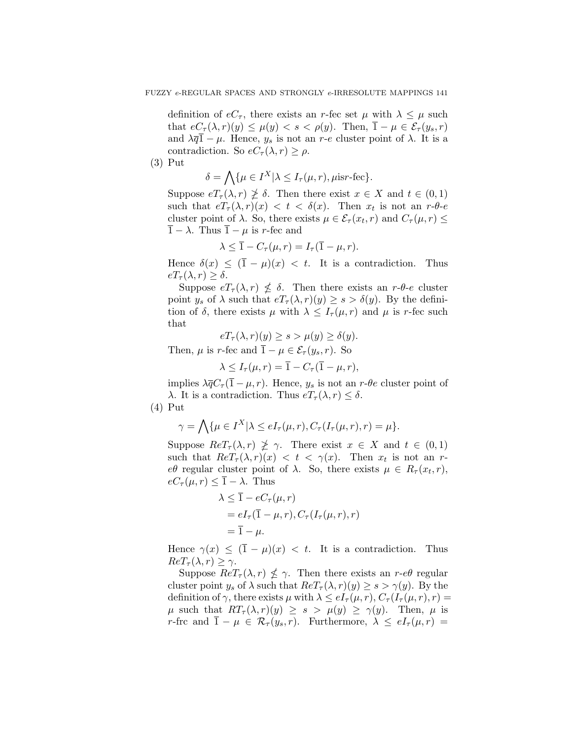definition of $eC_\tau$, there exists an $r$-fec set $\mu$ with $\lambda \leq \mu$ such that $eC_\tau(\lambda, r)(y) \leq \mu(y) < s < \rho(y)$. Then, $\overline{1} - \mu \in \mathcal{E}_\tau(y_s, r)$ and $\lambda \overline{q} \overline{1} - \mu$. Hence, $y_s$ is not an $r$-$e$ cluster point of $\lambda$. It is a contradiction. So $eC_\tau(\lambda, r) \geq \rho$.

(3) Put

$$\delta = \bigwedge\{\mu \in I^X | \lambda \leq I_\tau(\mu, r), \mu \text{is} r\text{-fec}\}.$$

Suppose $eT_\tau(\lambda, r) \not\geq \delta$. Then there exist $x \in X$ and $t \in (0,1)$ such that $eT_\tau(\lambda, r)(x) < t < \delta(x)$. Then $x_t$ is not an $r$-$\theta$-$e$ cluster point of $\lambda$. So, there exists $\mu \in \mathcal{E}_\tau(x_t, r)$ and $C_\tau(\mu, r) \leq \overline{1} - \lambda$. Thus $\overline{1} - \mu$ is $r$-fec and

$$\lambda \leq \overline{1} - C_\tau(\mu, r) = I_\tau(\overline{1} - \mu, r).$$

Hence $\delta(x) \leq (\overline{1} - \mu)(x) < t$. It is a contradiction. Thus $eT_\tau(\lambda, r) \geq \delta$.

Suppose $eT_\tau(\lambda, r) \not\leq \delta$. Then there exists an $r$-$\theta$-$e$ cluster point $y_s$ of $\lambda$ such that $eT_\tau(\lambda, r)(y) \geq s > \delta(y)$. By the definition of $\delta$, there exists $\mu$ with $\lambda \leq I_\tau(\mu, r)$ and $\mu$ is $r$-fec such that

$$eT_\tau(\lambda, r)(y) \geq s > \mu(y) \geq \delta(y).$$

Then, $\mu$ is $r$-fec and $\overline{1} - \mu \in \mathcal{E}_\tau(y_s, r)$. So

$$\lambda \leq I_\tau(\mu, r) = \overline{1} - C_\tau(\overline{1} - \mu, r),$$

implies $\lambda \overline{q} C_\tau(\overline{1} - \mu, r)$. Hence, $y_s$ is not an $r$-$\theta e$ cluster point of $\lambda$. It is a contradiction. Thus $eT_\tau(\lambda, r) \leq \delta$.

(4) Put

$$\gamma = \bigwedge\{\mu \in I^X | \lambda \leq eI_\tau(\mu, r), C_\tau(I_\tau(\mu, r), r) = \mu\}.$$

Suppose $ReT_\tau(\lambda, r) \not\geq \gamma$. There exist $x \in X$ and $t \in (0,1)$ such that $ReT_\tau(\lambda, r)(x) < t < \gamma(x)$. Then $x_t$ is not an $r$-$e\theta$ regular cluster point of $\lambda$. So, there exists $\mu \in R_\tau(x_t, r)$, $eC_\tau(\mu, r) \leq \overline{1} - \lambda$. Thus

$$\begin{aligned}\lambda &\leq \overline{1} - eC_\tau(\mu, r) \\ &= eI_\tau(\overline{1} - \mu, r), C_\tau(I_\tau(\mu, r), r) \\ &= \overline{1} - \mu.\end{aligned}$$

Hence $\gamma(x) \leq (\overline{1} - \mu)(x) < t$. It is a contradiction. Thus $ReT_\tau(\lambda, r) \geq \gamma$.

Suppose $ReT_\tau(\lambda, r) \not\leq \gamma$. Then there exists an $r$-$e\theta$ regular cluster point $y_s$ of $\lambda$ such that $ReT_\tau(\lambda, r)(y) \geq s > \gamma(y)$. By the definition of $\gamma$, there exists $\mu$ with $\lambda \leq eI_\tau(\mu, r)$, $C_\tau(I_\tau(\mu, r), r) = \mu$ such that $RT_\tau(\lambda, r)(y) \geq s > \mu(y) \geq \gamma(y)$. Then, $\mu$ is $r$-frc and $\overline{1} - \mu \in \mathcal{R}_\tau(y_s, r)$. Furthermore, $\lambda \leq eI_\tau(\mu, r) =$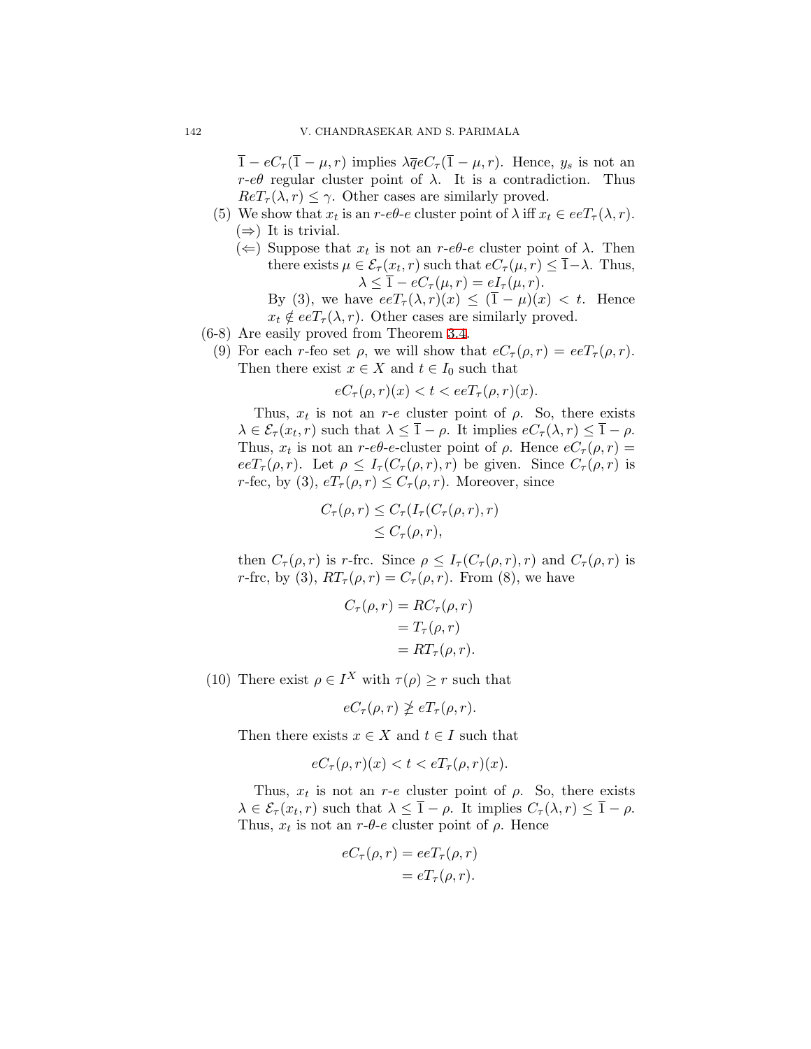$\overline{1} - eC_\tau(\overline{1} - \mu, r)$ implies $\lambda \overline{q} eC_\tau(\overline{1} - \mu, r)$. Hence, $y_s$ is not an $r$-$e\theta$ regular cluster point of $\lambda$. It is a contradiction. Thus $ReT_\tau(\lambda, r) \leq \gamma$. Other cases are similarly proved.

(5) We show that $x_t$ is an $r$-$e\theta$-$e$ cluster point of $\lambda$ iff $x_t \in eeT_\tau(\lambda, r)$.
  ($\Rightarrow$) It is trivial.
  ($\Leftarrow$) Suppose that $x_t$ is not an $r$-$e\theta$-$e$ cluster point of $\lambda$. Then there exists $\mu \in \mathcal{E}_\tau(x_t, r)$ such that $eC_\tau(\mu, r) \leq \overline{1} - \lambda$. Thus,
  $$\lambda \leq \overline{1} - eC_\tau(\mu, r) = eI_\tau(\mu, r).$$
  By (3), we have $eeT_\tau(\lambda, r)(x) \leq (\overline{1} - \mu)(x) < t$. Hence $x_t \notin eeT_\tau(\lambda, r)$. Other cases are similarly proved.

(6-8) Are easily proved from Theorem 3.4.

(9) For each $r$-feo set $\rho$, we will show that $eC_\tau(\rho, r) = eeT_\tau(\rho, r)$. Then there exist $x \in X$ and $t \in I_0$ such that
$$eC_\tau(\rho, r)(x) < t < eeT_\tau(\rho, r)(x).$$
Thus, $x_t$ is not an $r$-$e$ cluster point of $\rho$. So, there exists $\lambda \in \mathcal{E}_\tau(x_t, r)$ such that $\lambda \leq \overline{1} - \rho$. It implies $eC_\tau(\lambda, r) \leq \overline{1} - \rho$. Thus, $x_t$ is not an $r$-$e\theta$-$e$-cluster point of $\rho$. Hence $eC_\tau(\rho, r) = eeT_\tau(\rho, r)$. Let $\rho \leq I_\tau(C_\tau(\rho, r), r)$ be given. Since $C_\tau(\rho, r)$ is $r$-fec, by (3), $eT_\tau(\rho, r) \leq C_\tau(\rho, r)$. Moreover, since
$$\begin{aligned} C_\tau(\rho, r) &\leq C_\tau(I_\tau(C_\tau(\rho, r), r) \\ &\leq C_\tau(\rho, r), \end{aligned}$$
then $C_\tau(\rho, r)$ is $r$-frc. Since $\rho \leq I_\tau(C_\tau(\rho, r), r)$ and $C_\tau(\rho, r)$ is $r$-frc, by (3), $RT_\tau(\rho, r) = C_\tau(\rho, r)$. From (8), we have
$$\begin{aligned} C_\tau(\rho, r) &= RC_\tau(\rho, r) \\ &= T_\tau(\rho, r) \\ &= RT_\tau(\rho, r). \end{aligned}$$

(10) There exist $\rho \in I^X$ with $\tau(\rho) \geq r$ such that
$$eC_\tau(\rho, r) \ngeq eT_\tau(\rho, r).$$
Then there exists $x \in X$ and $t \in I$ such that
$$eC_\tau(\rho, r)(x) < t < eT_\tau(\rho, r)(x).$$
Thus, $x_t$ is not an $r$-$e$ cluster point of $\rho$. So, there exists $\lambda \in \mathcal{E}_\tau(x_t, r)$ such that $\lambda \leq \overline{1} - \rho$. It implies $C_\tau(\lambda, r) \leq \overline{1} - \rho$. Thus, $x_t$ is not an $r$-$\theta$-$e$ cluster point of $\rho$. Hence
$$\begin{aligned} eC_\tau(\rho, r) &= eeT_\tau(\rho, r) \\ &= eT_\tau(\rho, r). \end{aligned}$$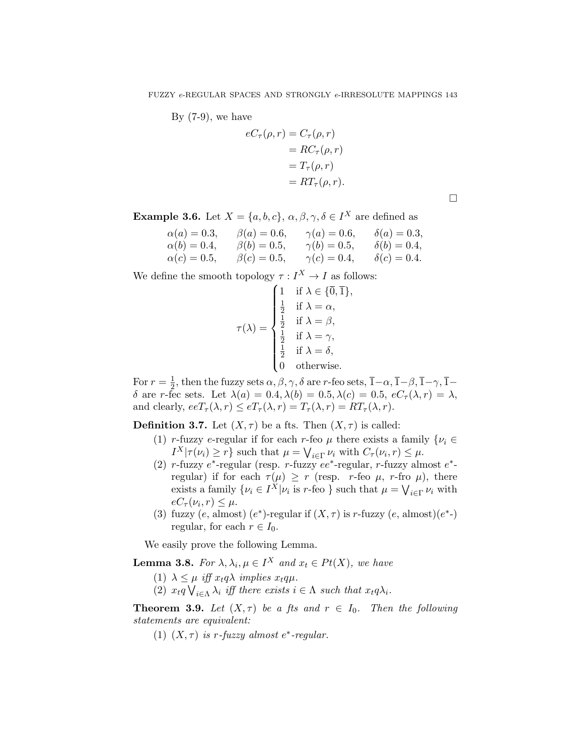By (7-9), we have

$$\begin{aligned} eC_\tau(\rho, r) &= C_\tau(\rho, r) \\ &= RC_\tau(\rho, r) \\ &= T_\tau(\rho, r) \\ &= RT_\tau(\rho, r). \end{aligned}$$

□

**Example 3.6.** Let $X = \{a, b, c\}$, $\alpha, \beta, \gamma, \delta \in I^X$ are defined as

$$\begin{array}{llll} \alpha(a) = 0.3, & \beta(a) = 0.6, & \gamma(a) = 0.6, & \delta(a) = 0.3, \\ \alpha(b) = 0.4, & \beta(b) = 0.5, & \gamma(b) = 0.5, & \delta(b) = 0.4, \\ \alpha(c) = 0.5, & \beta(c) = 0.5, & \gamma(c) = 0.4, & \delta(c) = 0.4. \end{array}$$

We define the smooth topology $\tau : I^X \to I$ as follows:

$$\tau(\lambda) = \begin{cases} 1 & \text{if } \lambda \in \{\overline{0}, \overline{1}\}, \\ \frac{1}{2} & \text{if } \lambda = \alpha, \\ \frac{1}{2} & \text{if } \lambda = \beta, \\ \frac{1}{2} & \text{if } \lambda = \gamma, \\ \frac{1}{2} & \text{if } \lambda = \delta, \\ 0 & \text{otherwise.} \end{cases}$$

For $r = \frac{1}{2}$, then the fuzzy sets $\alpha, \beta, \gamma, \delta$ are $r$-feo sets, $\overline{1}-\alpha, \overline{1}-\beta, \overline{1}-\gamma, \overline{1}-\delta$ are $r$-fec sets. Let $\lambda(a) = 0.4, \lambda(b) = 0.5, \lambda(c) = 0.5$, $eC_\tau(\lambda, r) = \lambda$, and clearly, $eeT_\tau(\lambda, r) \leq eT_\tau(\lambda, r) = T_\tau(\lambda, r) = RT_\tau(\lambda, r)$.

**Definition 3.7.** Let $(X, \tau)$ be a fts. Then $(X, \tau)$ is called:

(1) $r$-fuzzy $e$-regular if for each $r$-feo $\mu$ there exists a family $\{\nu_i \in I^X | \tau(\nu_i) \geq r\}$ such that $\mu = \bigvee_{i \in \Gamma} \nu_i$ with $C_\tau(\nu_i, r) \leq \mu$.

(2) $r$-fuzzy $e^*$-regular (resp. $r$-fuzzy $ee^*$-regular, $r$-fuzzy almost $e^*$-regular) if for each $\tau(\mu) \geq r$ (resp. $r$-feo $\mu$, $r$-fro $\mu$), there exists a family $\{\nu_i \in I^X | \nu_i \text{ is } r\text{-feo } \}$ such that $\mu = \bigvee_{i \in \Gamma} \nu_i$ with $eC_\tau(\nu_i, r) \leq \mu$.

(3) fuzzy ($e$, almost) ($e^*$)-regular if $(X, \tau)$ is $r$-fuzzy ($e$, almost)($e^*$-) regular, for each $r \in I_0$.

We easily prove the following Lemma.

**Lemma 3.8.** *For $\lambda, \lambda_i, \mu \in I^X$ and $x_t \in Pt(X)$, we have*

(1) *$\lambda \leq \mu$ iff $x_t q \lambda$ implies $x_t q \mu$.*

(2) *$x_t q \bigvee_{i \in \Lambda} \lambda_i$ iff there exists $i \in \Lambda$ such that $x_t q \lambda_i$.*

**Theorem 3.9.** *Let $(X, \tau)$ be a fts and $r \in I_0$. Then the following statements are equivalent:*

(1) *$(X, \tau)$ is $r$-fuzzy almost $e^*$-regular.*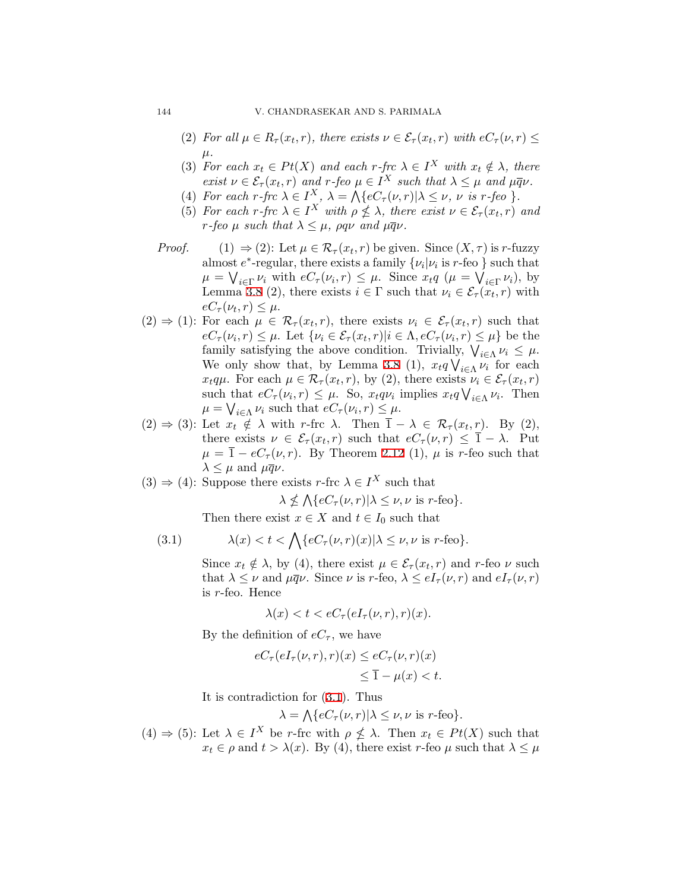(2) *For all $\mu \in R_\tau(x_t, r)$, there exists $\nu \in \mathcal{E}_\tau(x_t, r)$ with $eC_\tau(\nu, r) \leq \mu$.*

(3) *For each $x_t \in Pt(X)$ and each $r$-frc $\lambda \in I^X$ with $x_t \notin \lambda$, there exist $\nu \in \mathcal{E}_\tau(x_t, r)$ and $r$-feo $\mu \in I^X$ such that $\lambda \leq \mu$ and $\mu\overline{q}\nu$.*

(4) *For each $r$-frc $\lambda \in I^X$, $\lambda = \bigwedge\{eC_\tau(\nu, r)|\lambda \leq \nu,\ \nu \text{ is } r\text{-feo }\}$.*

(5) *For each $r$-frc $\lambda \in I^X$ with $\rho \not\leq \lambda$, there exist $\nu \in \mathcal{E}_\tau(x_t, r)$ and $r$-feo $\mu$ such that $\lambda \leq \mu$, $\rho q \nu$ and $\mu\overline{q}\nu$.*

*Proof.* (1) $\Rightarrow$ (2): Let $\mu \in \mathcal{R}_\tau(x_t, r)$ be given. Since $(X, \tau)$ is $r$-fuzzy almost $e^*$-regular, there exists a family $\{\nu_i | \nu_i \text{ is } r\text{-feo }\}$ such that $\mu = \bigvee_{i\in\Gamma} \nu_i$ with $eC_\tau(\nu_i, r) \leq \mu$. Since $x_t q$ ($\mu = \bigvee_{i\in\Gamma} \nu_i$), by Lemma 3.8 (2), there exists $i \in \Gamma$ such that $\nu_i \in \mathcal{E}_\tau(x_t, r)$ with $eC_\tau(\nu_t, r) \leq \mu$.

(2) $\Rightarrow$ (1): For each $\mu \in \mathcal{R}_\tau(x_t, r)$, there exists $\nu_i \in \mathcal{E}_\tau(x_t, r)$ such that $eC_\tau(\nu_i, r) \leq \mu$. Let $\{\nu_i \in \mathcal{E}_\tau(x_t, r)|i \in \Lambda, eC_\tau(\nu_i, r) \leq \mu\}$ be the family satisfying the above condition. Trivially, $\bigvee_{i\in\Lambda} \nu_i \leq \mu$. We only show that, by Lemma 3.8 (1), $x_t q \bigvee_{i\in\Lambda} \nu_i$ for each $x_t q \mu$. For each $\mu \in \mathcal{R}_\tau(x_t, r)$, by (2), there exists $\nu_i \in \mathcal{E}_\tau(x_t, r)$ such that $eC_\tau(\nu_i, r) \leq \mu$. So, $x_t q \nu_i$ implies $x_t q \bigvee_{i\in\Lambda} \nu_i$. Then $\mu = \bigvee_{i\in\Lambda} \nu_i$ such that $eC_\tau(\nu_i, r) \leq \mu$.

(2) $\Rightarrow$ (3): Let $x_t \notin \lambda$ with $r$-frc $\lambda$. Then $\overline{1} - \lambda \in \mathcal{R}_\tau(x_t, r)$. By (2), there exists $\nu \in \mathcal{E}_\tau(x_t, r)$ such that $eC_\tau(\nu, r) \leq \overline{1} - \lambda$. Put $\mu = \overline{1} - eC_\tau(\nu, r)$. By Theorem 2.12 (1), $\mu$ is $r$-feo such that $\lambda \leq \mu$ and $\mu\overline{q}\nu$.

(3) $\Rightarrow$ (4): Suppose there exists $r$-frc $\lambda \in I^X$ such that

$$\lambda \not\leq \bigwedge\{eC_\tau(\nu, r)|\lambda \leq \nu, \nu \text{ is } r\text{-feo}\}.$$

Then there exist $x \in X$ and $t \in I_0$ such that

$$\lambda(x) < t < \bigwedge\{eC_\tau(\nu, r)(x)|\lambda \leq \nu, \nu \text{ is } r\text{-feo}\}. \tag{3.1}$$

Since $x_t \notin \lambda$, by (4), there exist $\mu \in \mathcal{E}_\tau(x_t, r)$ and $r$-feo $\nu$ such that $\lambda \leq \nu$ and $\mu\overline{q}\nu$. Since $\nu$ is $r$-feo, $\lambda \leq eI_\tau(\nu, r)$ and $eI_\tau(\nu, r)$ is $r$-feo. Hence

$$\lambda(x) < t < eC_\tau(eI_\tau(\nu, r), r)(x).$$

By the definition of $eC_\tau$, we have

$$\begin{aligned} eC_\tau(eI_\tau(\nu, r), r)(x) &\leq eC_\tau(\nu, r)(x) \\ &\leq \overline{1} - \mu(x) < t. \end{aligned}$$

It is contradiction for (3.1). Thus

$$\lambda = \bigwedge\{eC_\tau(\nu, r)|\lambda \leq \nu, \nu \text{ is } r\text{-feo}\}.$$

(4) $\Rightarrow$ (5): Let $\lambda \in I^X$ be $r$-frc with $\rho \not\leq \lambda$. Then $x_t \in Pt(X)$ such that $x_t \in \rho$ and $t > \lambda(x)$. By (4), there exist $r$-feo $\mu$ such that $\lambda \leq \mu$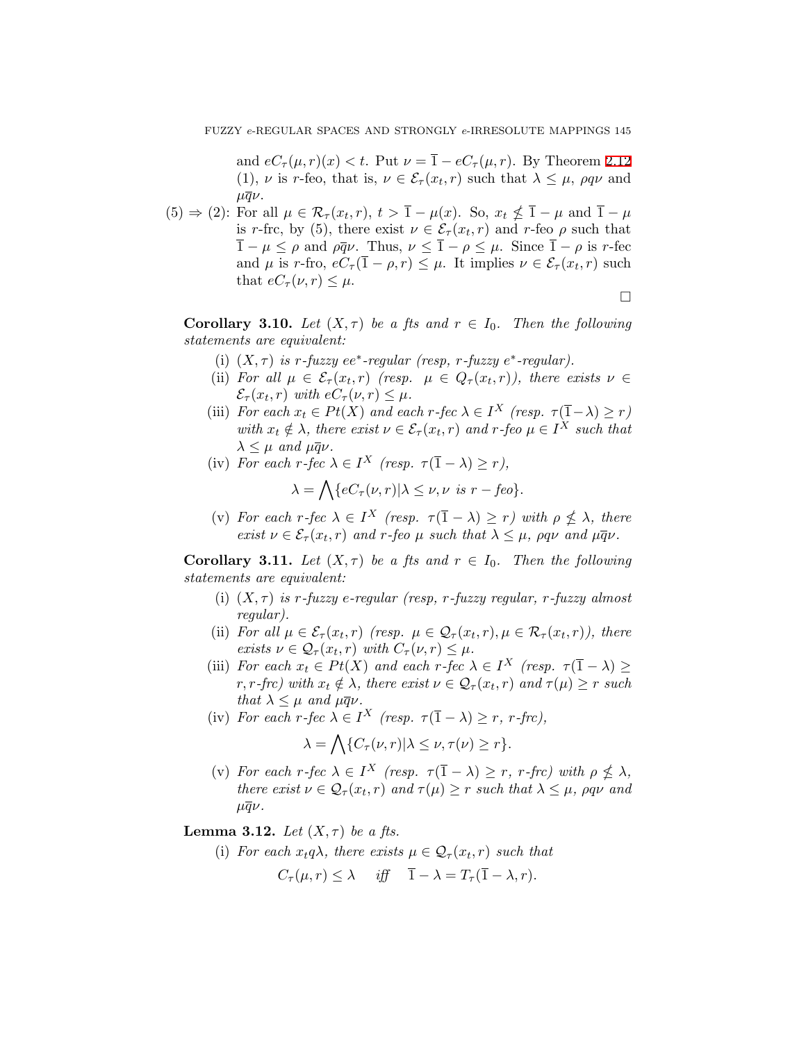and $eC_\tau(\mu, r)(x) < t$. Put $\nu = \overline{1} - eC_\tau(\mu, r)$. By Theorem 2.12 (1), $\nu$ is $r$-feo, that is, $\nu \in \mathcal{E}_\tau(x_t, r)$ such that $\lambda \leq \mu$, $\rho q \nu$ and $\mu \overline{q} \nu$.

(5) $\Rightarrow$ (2): For all $\mu \in \mathcal{R}_\tau(x_t, r)$, $t > \overline{1} - \mu(x)$. So, $x_t \not\leq \overline{1} - \mu$ and $\overline{1} - \mu$ is $r$-frc, by (5), there exist $\nu \in \mathcal{E}_\tau(x_t, r)$ and $r$-feo $\rho$ such that $\overline{1} - \mu \leq \rho$ and $\rho \overline{q} \nu$. Thus, $\nu \leq \overline{1} - \rho \leq \mu$. Since $\overline{1} - \rho$ is $r$-fec and $\mu$ is $r$-fro, $eC_\tau(\overline{1} - \rho, r) \leq \mu$. It implies $\nu \in \mathcal{E}_\tau(x_t, r)$ such that $eC_\tau(\nu, r) \leq \mu$.

□

**Corollary 3.10.** *Let $(X, \tau)$ be a fts and $r \in I_0$. Then the following statements are equivalent:*

(i) *$(X, \tau)$ is $r$-fuzzy $ee^*$-regular (resp, $r$-fuzzy $e^*$-regular).*

(ii) *For all $\mu \in \mathcal{E}_\tau(x_t, r)$ (resp. $\mu \in Q_\tau(x_t, r)$), there exists $\nu \in \mathcal{E}_\tau(x_t, r)$ with $eC_\tau(\nu, r) \leq \mu$.*

(iii) *For each $x_t \in Pt(X)$ and each $r$-fec $\lambda \in I^X$ (resp. $\tau(\overline{1} - \lambda) \geq r$) with $x_t \notin \lambda$, there exist $\nu \in \mathcal{E}_\tau(x_t, r)$ and $r$-feo $\mu \in I^X$ such that $\lambda \leq \mu$ and $\mu \overline{q} \nu$.*

(iv) *For each $r$-fec $\lambda \in I^X$ (resp. $\tau(\overline{1} - \lambda) \geq r$),*
$$\lambda = \bigwedge \{eC_\tau(\nu, r) | \lambda \leq \nu, \nu \text{ is } r-feo\}.$$

(v) *For each $r$-fec $\lambda \in I^X$ (resp. $\tau(\overline{1} - \lambda) \geq r$) with $\rho \not\leq \lambda$, there exist $\nu \in \mathcal{E}_\tau(x_t, r)$ and $r$-feo $\mu$ such that $\lambda \leq \mu$, $\rho q \nu$ and $\mu \overline{q} \nu$.*

**Corollary 3.11.** *Let $(X, \tau)$ be a fts and $r \in I_0$. Then the following statements are equivalent:*

(i) *$(X, \tau)$ is $r$-fuzzy $e$-regular (resp, $r$-fuzzy regular, $r$-fuzzy almost regular).*

(ii) *For all $\mu \in \mathcal{E}_\tau(x_t, r)$ (resp. $\mu \in \mathcal{Q}_\tau(x_t, r), \mu \in \mathcal{R}_\tau(x_t, r)$), there exists $\nu \in \mathcal{Q}_\tau(x_t, r)$ with $C_\tau(\nu, r) \leq \mu$.*

(iii) *For each $x_t \in Pt(X)$ and each $r$-fec $\lambda \in I^X$ (resp. $\tau(\overline{1} - \lambda) \geq r$, $r$-frc) with $x_t \notin \lambda$, there exist $\nu \in \mathcal{Q}_\tau(x_t, r)$ and $\tau(\mu) \geq r$ such that $\lambda \leq \mu$ and $\mu \overline{q} \nu$.*

(iv) *For each $r$-fec $\lambda \in I^X$ (resp. $\tau(\overline{1} - \lambda) \geq r$, $r$-frc),*
$$\lambda = \bigwedge \{C_\tau(\nu, r) | \lambda \leq \nu, \tau(\nu) \geq r\}.$$

(v) *For each $r$-fec $\lambda \in I^X$ (resp. $\tau(\overline{1} - \lambda) \geq r$, $r$-frc) with $\rho \not\leq \lambda$, there exist $\nu \in \mathcal{Q}_\tau(x_t, r)$ and $\tau(\mu) \geq r$ such that $\lambda \leq \mu$, $\rho q \nu$ and $\mu \overline{q} \nu$.*

**Lemma 3.12.** *Let $(X, \tau)$ be a fts.*

(i) *For each $x_t q \lambda$, there exists $\mu \in \mathcal{Q}_\tau(x_t, r)$ such that*
$$C_\tau(\mu, r) \leq \lambda \quad \textit{iff} \quad \overline{1} - \lambda = T_\tau(\overline{1} - \lambda, r).$$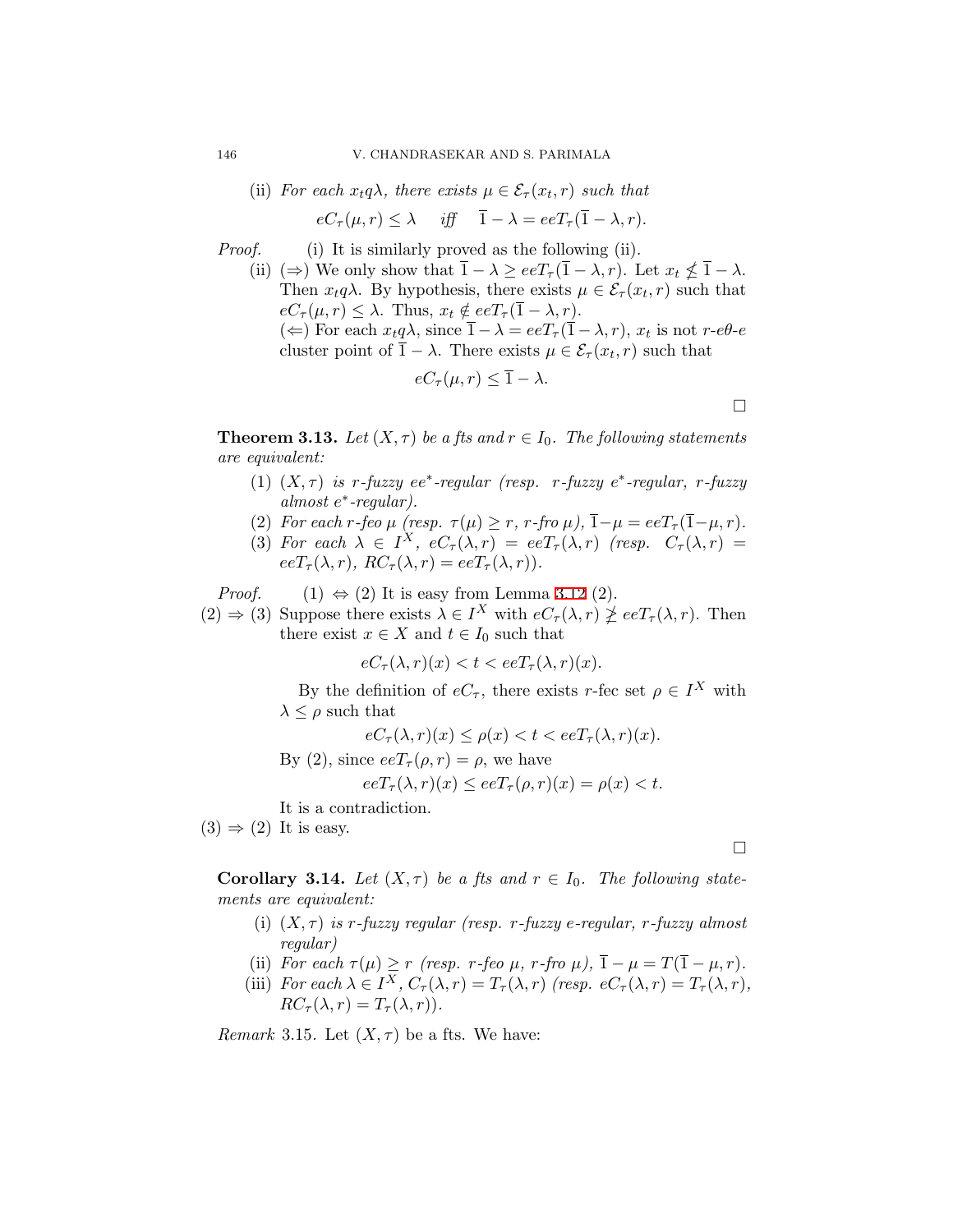(ii) *For each $x_t q\lambda$, there exists $\mu \in \mathcal{E}_\tau(x_t, r)$ such that*

$$eC_\tau(\mu, r) \leq \lambda \quad \textit{iff} \quad \overline{1} - \lambda = eeT_\tau(\overline{1} - \lambda, r).$$

*Proof.* (i) It is similarly proved as the following (ii).

(ii) ($\Rightarrow$) We only show that $\overline{1} - \lambda \geq eeT_\tau(\overline{1} - \lambda, r)$. Let $x_t \not\leq \overline{1} - \lambda$. Then $x_t q \lambda$. By hypothesis, there exists $\mu \in \mathcal{E}_\tau(x_t, r)$ such that $eC_\tau(\mu, r) \leq \lambda$. Thus, $x_t \notin eeT_\tau(\overline{1} - \lambda, r)$.

($\Leftarrow$) For each $x_t q \lambda$, since $\overline{1} - \lambda = eeT_\tau(\overline{1} - \lambda, r)$, $x_t$ is not $r$-$e\theta$-$e$ cluster point of $\overline{1} - \lambda$. There exists $\mu \in \mathcal{E}_\tau(x_t, r)$ such that

$$eC_\tau(\mu, r) \leq \overline{1} - \lambda.$$

□

**Theorem 3.13.** *Let $(X, \tau)$ be a fts and $r \in I_0$. The following statements are equivalent:*

1. *$(X, \tau)$ is $r$-fuzzy $ee^*$-regular (resp. $r$-fuzzy $e^*$-regular, $r$-fuzzy almost $e^*$-regular).*
2. *For each $r$-feo $\mu$ (resp. $\tau(\mu) \geq r$, $r$-fro $\mu$), $\overline{1} - \mu = eeT_\tau(\overline{1} - \mu, r)$.*
3. *For each $\lambda \in I^X$, $eC_\tau(\lambda, r) = eeT_\tau(\lambda, r)$ (resp. $C_\tau(\lambda, r) = eeT_\tau(\lambda, r)$, $RC_\tau(\lambda, r) = eeT_\tau(\lambda, r)$).*

*Proof.* (1) $\Leftrightarrow$ (2) It is easy from Lemma 3.12 (2).

(2) $\Rightarrow$ (3) Suppose there exists $\lambda \in I^X$ with $eC_\tau(\lambda, r) \not\geq eeT_\tau(\lambda, r)$. Then there exist $x \in X$ and $t \in I_0$ such that

$$eC_\tau(\lambda, r)(x) < t < eeT_\tau(\lambda, r)(x).$$

By the definition of $eC_\tau$, there exists $r$-fec set $\rho \in I^X$ with $\lambda \leq \rho$ such that

$$eC_\tau(\lambda, r)(x) \leq \rho(x) < t < eeT_\tau(\lambda, r)(x).$$

By (2), since $eeT_\tau(\rho, r) = \rho$, we have

$$eeT_\tau(\lambda, r)(x) \leq eeT_\tau(\rho, r)(x) = \rho(x) < t.$$

It is a contradiction.

(3) $\Rightarrow$ (2) It is easy.

□

**Corollary 3.14.** *Let $(X, \tau)$ be a fts and $r \in I_0$. The following statements are equivalent:*

(i) *$(X, \tau)$ is $r$-fuzzy regular (resp. $r$-fuzzy $e$-regular, $r$-fuzzy almost regular)*

(ii) *For each $\tau(\mu) \geq r$ (resp. $r$-feo $\mu$, $r$-fro $\mu$), $\overline{1} - \mu = T(\overline{1} - \mu, r)$.*

(iii) *For each $\lambda \in I^X$, $C_\tau(\lambda, r) = T_\tau(\lambda, r)$ (resp. $eC_\tau(\lambda, r) = T_\tau(\lambda, r)$, $RC_\tau(\lambda, r) = T_\tau(\lambda, r)$).*

*Remark* 3.15. Let $(X, \tau)$ be a fts. We have: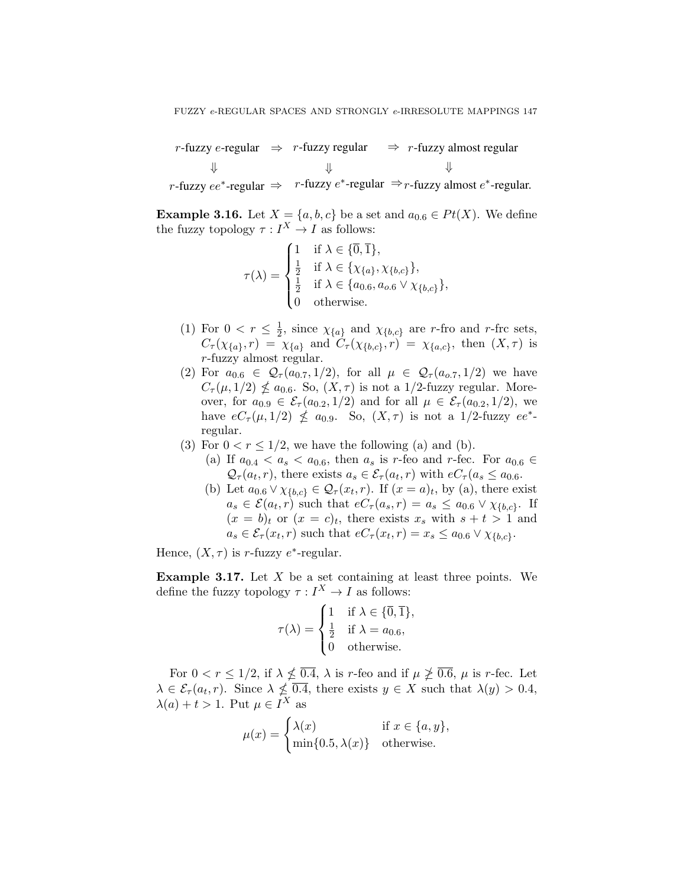$$
\begin{array}{ccccc}
r\text{-fuzzy } e\text{-regular} & \Rightarrow & r\text{-fuzzy regular} & \Rightarrow & r\text{-fuzzy almost regular} \\
\Downarrow & & \Downarrow & & \Downarrow \\
r\text{-fuzzy } ee^*\text{-regular} & \Rightarrow & r\text{-fuzzy } e^*\text{-regular} & \Rightarrow & r\text{-fuzzy almost } e^*\text{-regular.}
\end{array}
$$

**Example 3.16.** Let $X = \{a, b, c\}$ be a set and $a_{0.6} \in Pt(X)$. We define the fuzzy topology $\tau : I^X \to I$ as follows:

$$
\tau(\lambda) = \begin{cases} 1 & \text{if } \lambda \in \{\overline{0}, \overline{1}\}, \\ \frac{1}{2} & \text{if } \lambda \in \{\chi_{\{a\}}, \chi_{\{b,c\}}\}, \\ \frac{1}{2} & \text{if } \lambda \in \{a_{0.6}, a_{o.6} \vee \chi_{\{b,c\}}\}, \\ 0 & \text{otherwise.} \end{cases}
$$

(1) For $0 < r \leq \frac{1}{2}$, since $\chi_{\{a\}}$ and $\chi_{\{b,c\}}$ are $r$-fro and $r$-frc sets, $C_\tau(\chi_{\{a\}}, r) = \chi_{\{a\}}$ and $C_\tau(\chi_{\{b,c\}}, r) = \chi_{\{a,c\}}$, then $(X, \tau)$ is $r$-fuzzy almost regular.

(2) For $a_{0.6} \in \mathcal{Q}_\tau(a_{0.7}, 1/2)$, for all $\mu \in \mathcal{Q}_\tau(a_{o.7}, 1/2)$ we have $C_\tau(\mu, 1/2) \not\leq a_{0.6}$. So, $(X, \tau)$ is not a 1/2-fuzzy regular. Moreover, for $a_{0.9} \in \mathcal{E}_\tau(a_{0.2}, 1/2)$ and for all $\mu \in \mathcal{E}_\tau(a_{0.2}, 1/2)$, we have $eC_\tau(\mu, 1/2) \not\leq a_{0.9}$. So, $(X, \tau)$ is not a 1/2-fuzzy $ee^*$-regular.

(3) For $0 < r \leq 1/2$, we have the following (a) and (b).
   (a) If $a_{0.4} < a_s < a_{0.6}$, then $a_s$ is $r$-feo and $r$-fec. For $a_{0.6} \in \mathcal{Q}_\tau(a_t, r)$, there exists $a_s \in \mathcal{E}_\tau(a_t, r)$ with $eC_\tau(a_s \leq a_{0.6}$.
   (b) Let $a_{0.6} \vee \chi_{\{b,c\}} \in \mathcal{Q}_\tau(x_t, r)$. If $(x = a)_t$, by (a), there exist $a_s \in \mathcal{E}(a_t, r)$ such that $eC_\tau(a_s, r) = a_s \leq a_{0.6} \vee \chi_{\{b,c\}}$. If $(x = b)_t$ or $(x = c)_t$, there exists $x_s$ with $s + t > 1$ and $a_s \in \mathcal{E}_\tau(x_t, r)$ such that $eC_\tau(x_t, r) = x_s \leq a_{0.6} \vee \chi_{\{b,c\}}$.

Hence, $(X, \tau)$ is $r$-fuzzy $e^*$-regular.

**Example 3.17.** Let $X$ be a set containing at least three points. We define the fuzzy topology $\tau : I^X \to I$ as follows:

$$
\tau(\lambda) = \begin{cases} 1 & \text{if } \lambda \in \{\overline{0}, \overline{1}\}, \\ \frac{1}{2} & \text{if } \lambda = a_{0.6}, \\ 0 & \text{otherwise.} \end{cases}
$$

For $0 < r \leq 1/2$, if $\lambda \not\leq \overline{0.4}$, $\lambda$ is $r$-feo and if $\mu \not\geq \overline{0.6}$, $\mu$ is $r$-fec. Let $\lambda \in \mathcal{E}_\tau(a_t, r)$. Since $\lambda \not\leq \overline{0.4}$, there exists $y \in X$ such that $\lambda(y) > 0.4$, $\lambda(a) + t > 1$. Put $\mu \in I^X$ as

$$
\mu(x) = \begin{cases} \lambda(x) & \text{if } x \in \{a, y\}, \\ \min\{0.5, \lambda(x)\} & \text{otherwise.} \end{cases}
$$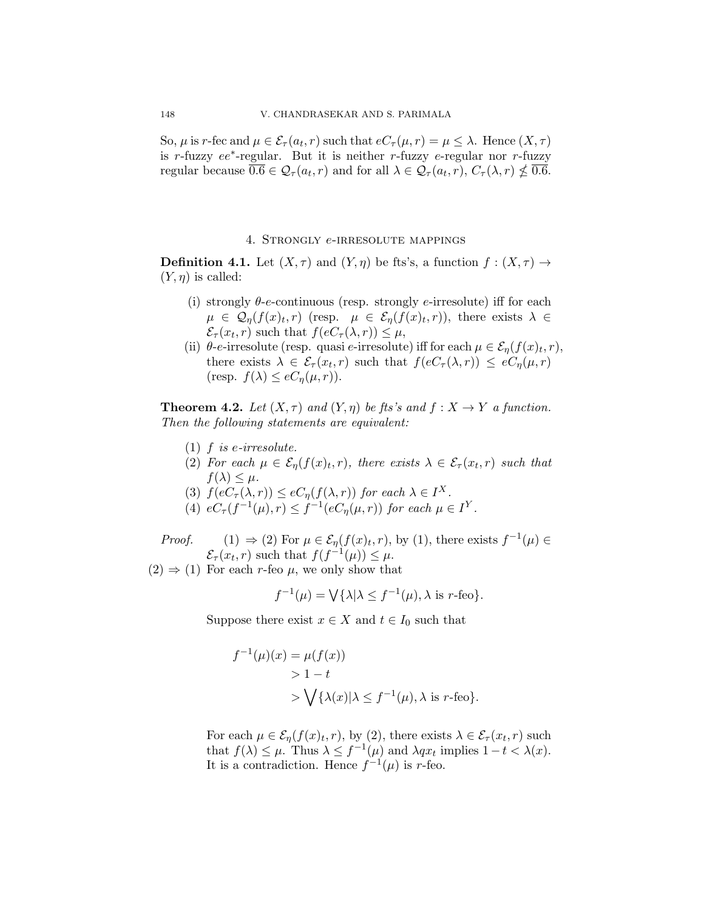So, $\mu$ is $r$-fec and $\mu \in \mathcal{E}_\tau(a_t, r)$ such that $eC_\tau(\mu, r) = \mu \leq \lambda$. Hence $(X, \tau)$ is $r$-fuzzy $ee^*$-regular. But it is neither $r$-fuzzy $e$-regular nor $r$-fuzzy regular because $\overline{0.6} \in \mathcal{Q}_\tau(a_t, r)$ and for all $\lambda \in \mathcal{Q}_\tau(a_t, r)$, $C_\tau(\lambda, r) \nleq \overline{0.6}$.

## 4. Strongly $e$-irresolute mappings

**Definition 4.1.** Let $(X, \tau)$ and $(Y, \eta)$ be fts's, a function $f : (X, \tau) \to (Y, \eta)$ is called:

(i) strongly $\theta$-$e$-continuous (resp. strongly $e$-irresolute) iff for each $\mu \in \mathcal{Q}_\eta(f(x)_t, r)$ (resp. $\mu \in \mathcal{E}_\eta(f(x)_t, r)$), there exists $\lambda \in \mathcal{E}_\tau(x_t, r)$ such that $f(eC_\tau(\lambda, r)) \leq \mu$,

(ii) $\theta$-$e$-irresolute (resp. quasi $e$-irresolute) iff for each $\mu \in \mathcal{E}_\eta(f(x)_t, r)$, there exists $\lambda \in \mathcal{E}_\tau(x_t, r)$ such that $f(eC_\tau(\lambda, r)) \leq eC_\eta(\mu, r)$ (resp. $f(\lambda) \leq eC_\eta(\mu, r)$).

**Theorem 4.2.** *Let $(X, \tau)$ and $(Y, \eta)$ be fts's and $f : X \to Y$ a function. Then the following statements are equivalent:*

(1) *$f$ is $e$-irresolute.*

(2) *For each $\mu \in \mathcal{E}_\eta(f(x)_t, r)$, there exists $\lambda \in \mathcal{E}_\tau(x_t, r)$ such that $f(\lambda) \leq \mu$.*

(3) *$f(eC_\tau(\lambda, r)) \leq eC_\eta(f(\lambda, r))$ for each $\lambda \in I^X$.*

(4) *$eC_\tau(f^{-1}(\mu), r) \leq f^{-1}(eC_\eta(\mu, r))$ for each $\mu \in I^Y$.*

*Proof.* (1) $\Rightarrow$ (2) For $\mu \in \mathcal{E}_\eta(f(x)_t, r)$, by (1), there exists $f^{-1}(\mu) \in \mathcal{E}_\tau(x_t, r)$ such that $f(f^{-1}(\mu)) \leq \mu$.

(2) $\Rightarrow$ (1) For each $r$-feo $\mu$, we only show that

$$f^{-1}(\mu) = \bigvee\{\lambda | \lambda \leq f^{-1}(\mu), \lambda \text{ is } r\text{-feo}\}.$$

Suppose there exist $x \in X$ and $t \in I_0$ such that

$$\begin{aligned} f^{-1}(\mu)(x) &= \mu(f(x)) \\ &> 1 - t \\ &> \bigvee\{\lambda(x) | \lambda \leq f^{-1}(\mu), \lambda \text{ is } r\text{-feo}\}. \end{aligned}$$

For each $\mu \in \mathcal{E}_\eta(f(x)_t, r)$, by (2), there exists $\lambda \in \mathcal{E}_\tau(x_t, r)$ such that $f(\lambda) \leq \mu$. Thus $\lambda \leq f^{-1}(\mu)$ and $\lambda q x_t$ implies $1 - t < \lambda(x)$. It is a contradiction. Hence $f^{-1}(\mu)$ is $r$-feo.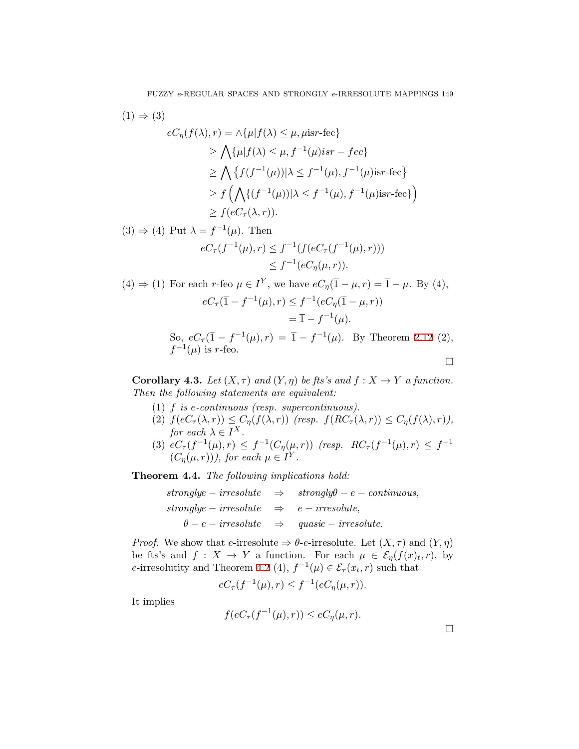(1) $\Rightarrow$ (3)

$$
\begin{aligned}
eC_\eta(f(\lambda), r) &= \wedge\{\mu | f(\lambda) \leq \mu, \mu \text{is} r\text{-fec}\} \\
&\geq \bigwedge\{\mu | f(\lambda) \leq \mu, f^{-1}(\mu) isr-fec\} \\
&\geq \bigwedge \left\{ f(f^{-1}(\mu)) | \lambda \leq f^{-1}(\mu), f^{-1}(\mu)\text{is} r\text{-fec} \right\} \\
&\geq f\left( \bigwedge \{ (f^{-1}(\mu)) | \lambda \leq f^{-1}(\mu), f^{-1}(\mu)\text{is} r\text{-fec} \} \right) \\
&\geq f(eC_\tau(\lambda, r)).
\end{aligned}
$$

(3) $\Rightarrow$ (4) Put $\lambda = f^{-1}(\mu)$. Then

$$
\begin{aligned}
eC_\tau(f^{-1}(\mu), r) &\leq f^{-1}(f(eC_\tau(f^{-1}(\mu), r))) \\
&\leq f^{-1}(eC_\eta(\mu, r)).
\end{aligned}
$$

(4) $\Rightarrow$ (1) For each $r$-feo $\mu \in I^Y$, we have $eC_\eta(\overline{1} - \mu, r) = \overline{1} - \mu$. By (4),

$$
\begin{aligned}
eC_\tau(\overline{1} - f^{-1}(\mu), r) &\leq f^{-1}(eC_\eta(\overline{1} - \mu, r)) \\
&= \overline{1} - f^{-1}(\mu).
\end{aligned}
$$

So, $eC_\tau(\overline{1} - f^{-1}(\mu), r) = \overline{1} - f^{-1}(\mu)$. By Theorem 2.12 (2), $f^{-1}(\mu)$ is $r$-feo.

□

**Corollary 4.3.** *Let $(X, \tau)$ and $(Y, \eta)$ be fts's and $f : X \to Y$ a function. Then the following statements are equivalent:*

1. *$f$ is e-continuous (resp. supercontinuous).*
2. *$f(eC_\tau(\lambda, r)) \leq C_\eta(f(\lambda, r))$ (resp. $f(RC_\tau(\lambda, r)) \leq C_\eta(f(\lambda), r)$), for each $\lambda \in I^X$.*
3. *$eC_\tau(f^{-1}(\mu), r) \leq f^{-1}(C_\eta(\mu, r))$ (resp. $RC_\tau(f^{-1}(\mu), r) \leq f^{-1}(C_\eta(\mu, r))$), for each $\mu \in I^Y$.*

**Theorem 4.4.** *The following implications hold:*

$$
\begin{aligned}
stronglye-irresolute &\quad\Rightarrow\quad strongly\theta-e-continuous, \\
stronglye-irresolute &\quad\Rightarrow\quad e-irresolute, \\
\theta-e-irresolute &\quad\Rightarrow\quad quasie-irresolute.
\end{aligned}
$$

*Proof.* We show that $e$-irresolute $\Rightarrow$ $\theta$-$e$-irresolute. Let $(X, \tau)$ and $(Y, \eta)$ be fts's and $f : X \to Y$ a function. For each $\mu \in \mathcal{E}_\eta(f(x)_t, r)$, by $e$-irresolutity and Theorem 4.2 (4), $f^{-1}(\mu) \in \mathcal{E}_\tau(x_t, r)$ such that

$$
eC_\tau(f^{-1}(\mu), r) \leq f^{-1}(eC_\eta(\mu, r)).
$$

It implies

$$
f(eC_\tau(f^{-1}(\mu), r)) \leq eC_\eta(\mu, r).
$$

□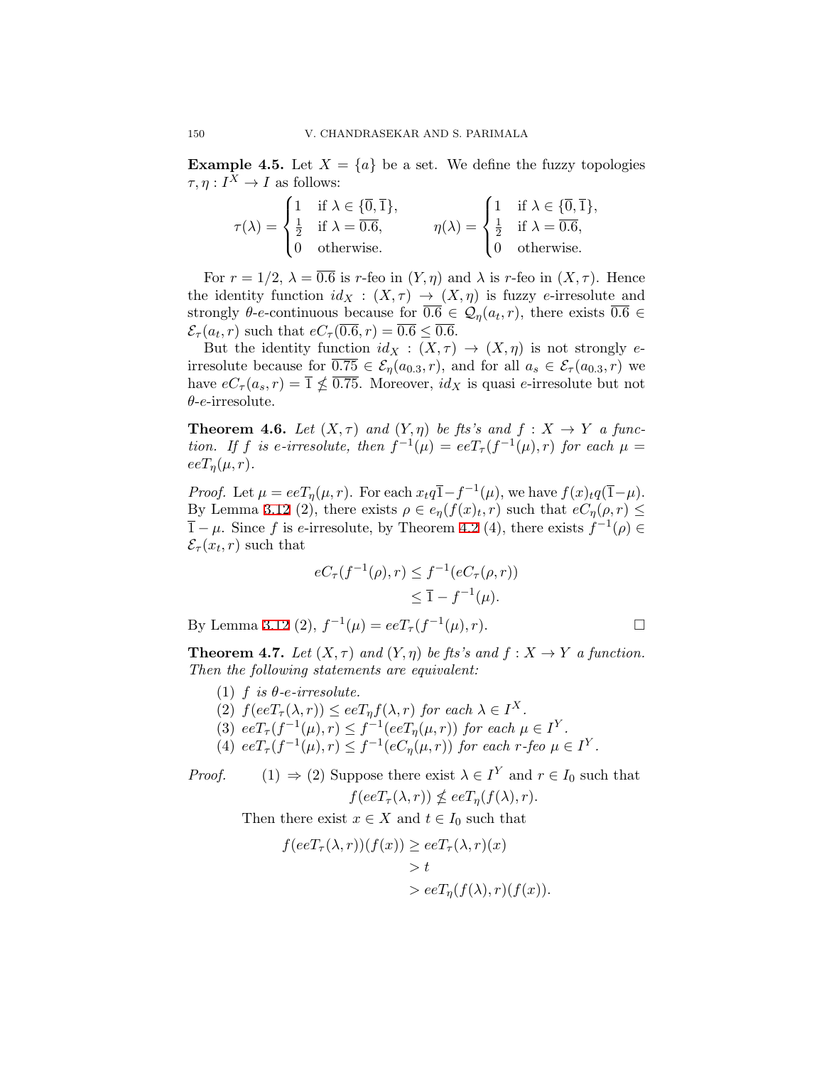**Example 4.5.** Let $X = \{a\}$ be a set. We define the fuzzy topologies $\tau, \eta : I^X \to I$ as follows:

$$\tau(\lambda) = \begin{cases} 1 & \text{if } \lambda \in \{\overline{0}, \overline{1}\}, \\ \frac{1}{2} & \text{if } \lambda = \overline{0.6}, \\ 0 & \text{otherwise.} \end{cases} \qquad \eta(\lambda) = \begin{cases} 1 & \text{if } \lambda \in \{\overline{0}, \overline{1}\}, \\ \frac{1}{2} & \text{if } \lambda = \overline{0.6}, \\ 0 & \text{otherwise.} \end{cases}$$

For $r = 1/2$, $\lambda = \overline{0.6}$ is $r$-feo in $(Y, \eta)$ and $\lambda$ is $r$-feo in $(X, \tau)$. Hence the identity function $id_X : (X, \tau) \to (X, \eta)$ is fuzzy $e$-irresolute and strongly $\theta$-$e$-continuous because for $\overline{0.6} \in \mathcal{Q}_\eta(a_t, r)$, there exists $\overline{0.6} \in \mathcal{E}_\tau(a_t, r)$ such that $eC_\tau(\overline{0.6}, r) = \overline{0.6} \leq \overline{0.6}$.

But the identity function $id_X : (X, \tau) \to (X, \eta)$ is not strongly $e$-irresolute because for $\overline{0.75} \in \mathcal{E}_\eta(a_{0.3}, r)$, and for all $a_s \in \mathcal{E}_\tau(a_{0.3}, r)$ we have $eC_\tau(a_s, r) = \overline{1} \not\leq \overline{0.75}$. Moreover, $id_X$ is quasi $e$-irresolute but not $\theta$-$e$-irresolute.

**Theorem 4.6.** *Let $(X, \tau)$ and $(Y, \eta)$ be fts's and $f : X \to Y$ a function. If $f$ is $e$-irresolute, then $f^{-1}(\mu) = eeT_\tau(f^{-1}(\mu), r)$ for each $\mu = eeT_\eta(\mu, r)$.*

*Proof.* Let $\mu = eeT_\eta(\mu, r)$. For each $x_t q \overline{1} - f^{-1}(\mu)$, we have $f(x)_t q(\overline{1} - \mu)$. By Lemma 3.12 (2), there exists $\rho \in e_\eta(f(x)_t, r)$ such that $eC_\eta(\rho, r) \leq \overline{1} - \mu$. Since $f$ is $e$-irresolute, by Theorem 4.2 (4), there exists $f^{-1}(\rho) \in \mathcal{E}_\tau(x_t, r)$ such that

$$\begin{aligned} eC_\tau(f^{-1}(\rho), r) &\leq f^{-1}(eC_\tau(\rho, r)) \\ &\leq \overline{1} - f^{-1}(\mu). \end{aligned}$$

By Lemma 3.12 (2), $f^{-1}(\mu) = eeT_\tau(f^{-1}(\mu), r)$. □

**Theorem 4.7.** *Let $(X, \tau)$ and $(Y, \eta)$ be fts's and $f : X \to Y$ a function. Then the following statements are equivalent:*

1. *$f$ is $\theta$-$e$-irresolute.*
2. *$f(eeT_\tau(\lambda, r)) \leq eeT_\eta f(\lambda, r)$ for each $\lambda \in I^X$.*
3. *$eeT_\tau(f^{-1}(\mu), r) \leq f^{-1}(eeT_\eta(\mu, r))$ for each $\mu \in I^Y$.*
4. *$eeT_\tau(f^{-1}(\mu), r) \leq f^{-1}(eC_\eta(\mu, r))$ for each $r$-feo $\mu \in I^Y$.*

*Proof.* (1) $\Rightarrow$ (2) Suppose there exist $\lambda \in I^Y$ and $r \in I_0$ such that

$$f(eeT_\tau(\lambda, r)) \not\leq eeT_\eta(f(\lambda), r).$$

Then there exist $x \in X$ and $t \in I_0$ such that

$$\begin{aligned} f(eeT_\tau(\lambda, r))(f(x)) &\geq eeT_\tau(\lambda, r)(x) \\ &> t \\ &> eeT_\eta(f(\lambda), r)(f(x)). \end{aligned}$$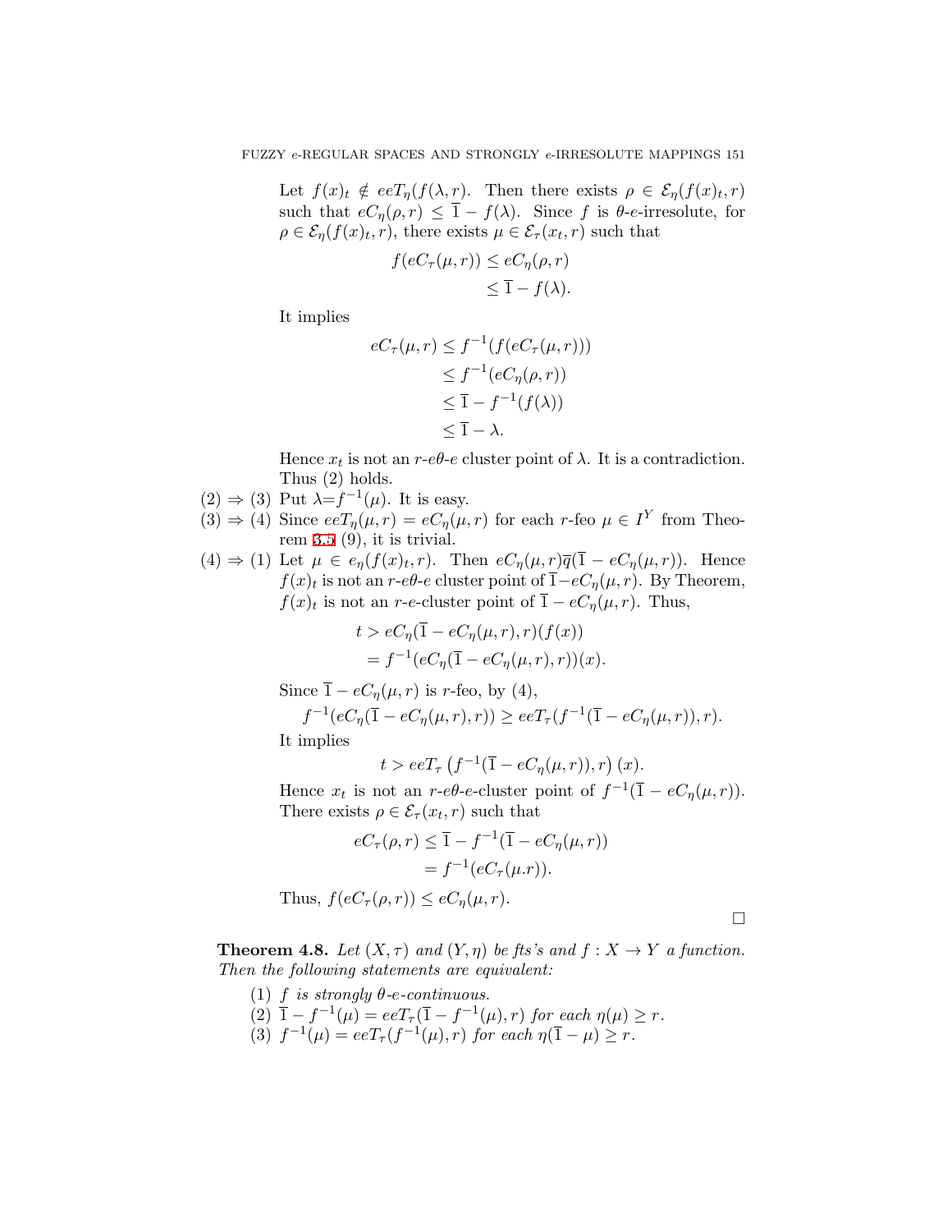Let $f(x)_t \notin eeT_\eta(f(\lambda, r)$. Then there exists $\rho \in \mathcal{E}_\eta(f(x)_t, r)$ such that $eC_\eta(\rho, r) \leq \overline{1} - f(\lambda)$. Since $f$ is $\theta$-$e$-irresolute, for $\rho \in \mathcal{E}_\eta(f(x)_t, r)$, there exists $\mu \in \mathcal{E}_\tau(x_t, r)$ such that

$$\begin{aligned} f(eC_\tau(\mu, r)) &\leq eC_\eta(\rho, r) \\ &\leq \overline{1} - f(\lambda). \end{aligned}$$

It implies

$$\begin{aligned} eC_\tau(\mu, r) &\leq f^{-1}(f(eC_\tau(\mu, r))) \\ &\leq f^{-1}(eC_\eta(\rho, r)) \\ &\leq \overline{1} - f^{-1}(f(\lambda)) \\ &\leq \overline{1} - \lambda. \end{aligned}$$

Hence $x_t$ is not an $r$-$e\theta$-$e$ cluster point of $\lambda$. It is a contradiction. Thus (2) holds.

(2) $\Rightarrow$ (3) Put $\lambda = f^{-1}(\mu)$. It is easy.

(3) $\Rightarrow$ (4) Since $eeT_\eta(\mu, r) = eC_\eta(\mu, r)$ for each $r$-feo $\mu \in I^Y$ from Theorem 3.5 (9), it is trivial.

(4) $\Rightarrow$ (1) Let $\mu \in e_\eta(f(x)_t, r)$. Then $eC_\eta(\mu, r)\overline{q}(\overline{1} - eC_\eta(\mu, r))$. Hence $f(x)_t$ is not an $r$-$e\theta$-$e$ cluster point of $\overline{1} - eC_\eta(\mu, r)$. By Theorem, $f(x)_t$ is not an $r$-$e$-cluster point of $\overline{1} - eC_\eta(\mu, r)$. Thus,

$$\begin{aligned} t &> eC_\eta(\overline{1} - eC_\eta(\mu, r), r)(f(x)) \\ &= f^{-1}(eC_\eta(\overline{1} - eC_\eta(\mu, r), r))(x). \end{aligned}$$

Since $\overline{1} - eC_\eta(\mu, r)$ is $r$-feo, by (4),

$$f^{-1}(eC_\eta(\overline{1} - eC_\eta(\mu, r), r)) \geq eeT_\tau(f^{-1}(\overline{1} - eC_\eta(\mu, r)), r).$$

It implies

$$t > eeT_\tau\left(f^{-1}(\overline{1} - eC_\eta(\mu, r)), r\right)(x).$$

Hence $x_t$ is not an $r$-$e\theta$-$e$-cluster point of $f^{-1}(\overline{1} - eC_\eta(\mu, r))$. There exists $\rho \in \mathcal{E}_\tau(x_t, r)$ such that

$$\begin{aligned} eC_\tau(\rho, r) &\leq \overline{1} - f^{-1}(\overline{1} - eC_\eta(\mu, r)) \\ &= f^{-1}(eC_\tau(\mu.r)). \end{aligned}$$

Thus, $f(eC_\tau(\rho, r)) \leq eC_\eta(\mu, r)$.

□

**Theorem 4.8.** *Let $(X, \tau)$ and $(Y, \eta)$ be fts's and $f : X \to Y$ a function. Then the following statements are equivalent:*

(1) *$f$ is strongly $\theta$-$e$-continuous.*
(2) *$\overline{1} - f^{-1}(\mu) = eeT_\tau(\overline{1} - f^{-1}(\mu), r)$ for each $\eta(\mu) \geq r$.*
(3) *$f^{-1}(\mu) = eeT_\tau(f^{-1}(\mu), r)$ for each $\eta(\overline{1} - \mu) \geq r$.*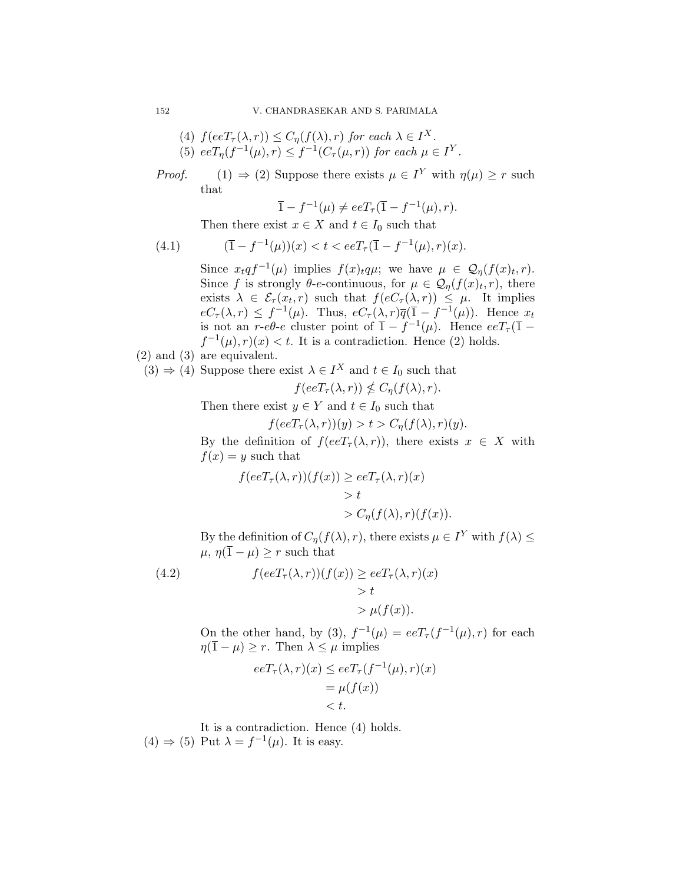(4) $f(eeT_\tau(\lambda, r)) \leq C_\eta(f(\lambda), r)$ *for each* $\lambda \in I^X$.

(5) $eeT_\eta(f^{-1}(\mu), r) \leq f^{-1}(C_\tau(\mu, r))$ *for each* $\mu \in I^Y$.

*Proof.* (1) $\Rightarrow$ (2) Suppose there exists $\mu \in I^Y$ with $\eta(\mu) \geq r$ such that

$$\overline{1} - f^{-1}(\mu) \neq eeT_\tau(\overline{1} - f^{-1}(\mu), r).$$

Then there exist $x \in X$ and $t \in I_0$ such that

$$(\overline{1} - f^{-1}(\mu))(x) < t < eeT_\tau(\overline{1} - f^{-1}(\mu), r)(x). \tag{4.1}$$

Since $x_t q f^{-1}(\mu)$ implies $f(x)_t q \mu$; we have $\mu \in \mathcal{Q}_\eta(f(x)_t, r)$. Since $f$ is strongly $\theta$-$e$-continuous, for $\mu \in \mathcal{Q}_\eta(f(x)_t, r)$, there exists $\lambda \in \mathcal{E}_\tau(x_t, r)$ such that $f(eC_\tau(\lambda, r)) \leq \mu$. It implies $eC_\tau(\lambda, r) \leq f^{-1}(\mu)$. Thus, $eC_\tau(\lambda, r)\overline{q}(\overline{1} - f^{-1}(\mu))$. Hence $x_t$ is not an $r$-$e\theta$-$e$ cluster point of $\overline{1} - f^{-1}(\mu)$. Hence $eeT_\tau(\overline{1} - f^{-1}(\mu), r)(x) < t$. It is a contradiction. Hence (2) holds.

(2) and (3) are equivalent.

(3) $\Rightarrow$ (4) Suppose there exist $\lambda \in I^X$ and $t \in I_0$ such that

$$f(eeT_\tau(\lambda, r)) \nleq C_\eta(f(\lambda), r).$$

Then there exist $y \in Y$ and $t \in I_0$ such that

$$f(eeT_\tau(\lambda, r))(y) > t > C_\eta(f(\lambda), r)(y).$$

By the definition of $f(eeT_\tau(\lambda, r))$, there exists $x \in X$ with $f(x) = y$ such that

$$\begin{aligned} f(eeT_\tau(\lambda, r))(f(x)) &\geq eeT_\tau(\lambda, r)(x) \\ &> t \\ &> C_\eta(f(\lambda), r)(f(x)). \end{aligned}$$

By the definition of $C_\eta(f(\lambda), r)$, there exists $\mu \in I^Y$ with $f(\lambda) \leq \mu$, $\eta(\overline{1} - \mu) \geq r$ such that

$$\begin{aligned} f(eeT_\tau(\lambda, r))(f(x)) &\geq eeT_\tau(\lambda, r)(x) \\ &> t \\ &> \mu(f(x)). \end{aligned} \tag{4.2}$$

On the other hand, by (3), $f^{-1}(\mu) = eeT_\tau(f^{-1}(\mu), r)$ for each $\eta(\overline{1} - \mu) \geq r$. Then $\lambda \leq \mu$ implies

$$\begin{aligned} eeT_\tau(\lambda, r)(x) &\leq eeT_\tau(f^{-1}(\mu), r)(x) \\ &= \mu(f(x)) \\ &< t. \end{aligned}$$

It is a contradiction. Hence (4) holds.

(4) $\Rightarrow$ (5) Put $\lambda = f^{-1}(\mu)$. It is easy.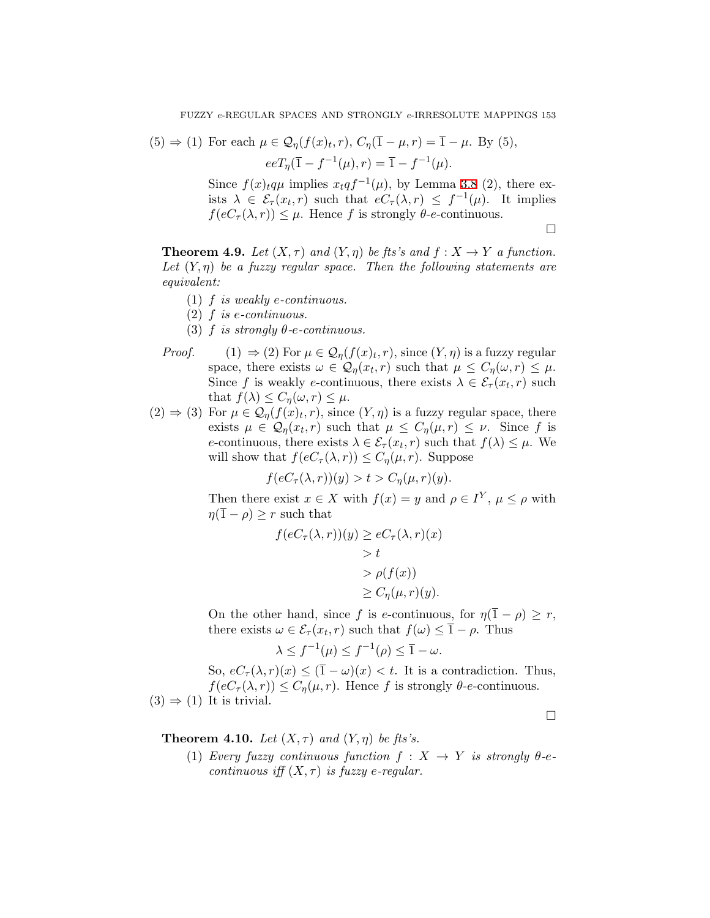(5) $\Rightarrow$ (1) For each $\mu \in \mathcal{Q}_\eta(f(x)_t, r)$, $C_\eta(\overline{1} - \mu, r) = \overline{1} - \mu$. By (5),

$$eeT_\eta(\overline{1} - f^{-1}(\mu), r) = \overline{1} - f^{-1}(\mu).$$

Since $f(x)_t q\mu$ implies $x_t q f^{-1}(\mu)$, by Lemma 3.8 (2), there exists $\lambda \in \mathcal{E}_\tau(x_t, r)$ such that $eC_\tau(\lambda, r) \leq f^{-1}(\mu)$. It implies $f(eC_\tau(\lambda, r)) \leq \mu$. Hence $f$ is strongly $\theta$-$e$-continuous.

□

**Theorem 4.9.** *Let $(X, \tau)$ and $(Y, \eta)$ be fts's and $f : X \to Y$ a function. Let $(Y, \eta)$ be a fuzzy regular space. Then the following statements are equivalent:*

1. *$f$ is weakly $e$-continuous.*
2. *$f$ is $e$-continuous.*
3. *$f$ is strongly $\theta$-$e$-continuous.*

*Proof.* (1) $\Rightarrow$ (2) For $\mu \in \mathcal{Q}_\eta(f(x)_t, r)$, since $(Y, \eta)$ is a fuzzy regular space, there exists $\omega \in \mathcal{Q}_\eta(x_t, r)$ such that $\mu \leq C_\eta(\omega, r) \leq \mu$. Since $f$ is weakly $e$-continuous, there exists $\lambda \in \mathcal{E}_\tau(x_t, r)$ such that $f(\lambda) \leq C_\eta(\omega, r) \leq \mu$.

(2) $\Rightarrow$ (3) For $\mu \in \mathcal{Q}_\eta(f(x)_t, r)$, since $(Y, \eta)$ is a fuzzy regular space, there exists $\mu \in \mathcal{Q}_\eta(x_t, r)$ such that $\mu \leq C_\eta(\mu, r) \leq \nu$. Since $f$ is $e$-continuous, there exists $\lambda \in \mathcal{E}_\tau(x_t, r)$ such that $f(\lambda) \leq \mu$. We will show that $f(eC_\tau(\lambda, r)) \leq C_\eta(\mu, r)$. Suppose

$$f(eC_\tau(\lambda, r))(y) > t > C_\eta(\mu, r)(y).$$

Then there exist $x \in X$ with $f(x) = y$ and $\rho \in I^Y$, $\mu \leq \rho$ with $\eta(\overline{1} - \rho) \geq r$ such that

$$\begin{aligned} f(eC_\tau(\lambda, r))(y) &\geq eC_\tau(\lambda, r)(x) \\ &> t \\ &> \rho(f(x)) \\ &\geq C_\eta(\mu, r)(y). \end{aligned}$$

On the other hand, since $f$ is $e$-continuous, for $\eta(\overline{1} - \rho) \geq r$, there exists $\omega \in \mathcal{E}_\tau(x_t, r)$ such that $f(\omega) \leq \overline{1} - \rho$. Thus

$$\lambda \leq f^{-1}(\mu) \leq f^{-1}(\rho) \leq \overline{1} - \omega.$$

So, $eC_\tau(\lambda, r)(x) \leq (\overline{1} - \omega)(x) < t$. It is a contradiction. Thus, $f(eC_\tau(\lambda, r)) \leq C_\eta(\mu, r)$. Hence $f$ is strongly $\theta$-$e$-continuous.

(3) $\Rightarrow$ (1) It is trivial.

□

**Theorem 4.10.** *Let $(X, \tau)$ and $(Y, \eta)$ be fts's.*

1. *Every fuzzy continuous function $f : X \to Y$ is strongly $\theta$-$e$-continuous iff $(X, \tau)$ is fuzzy $e$-regular.*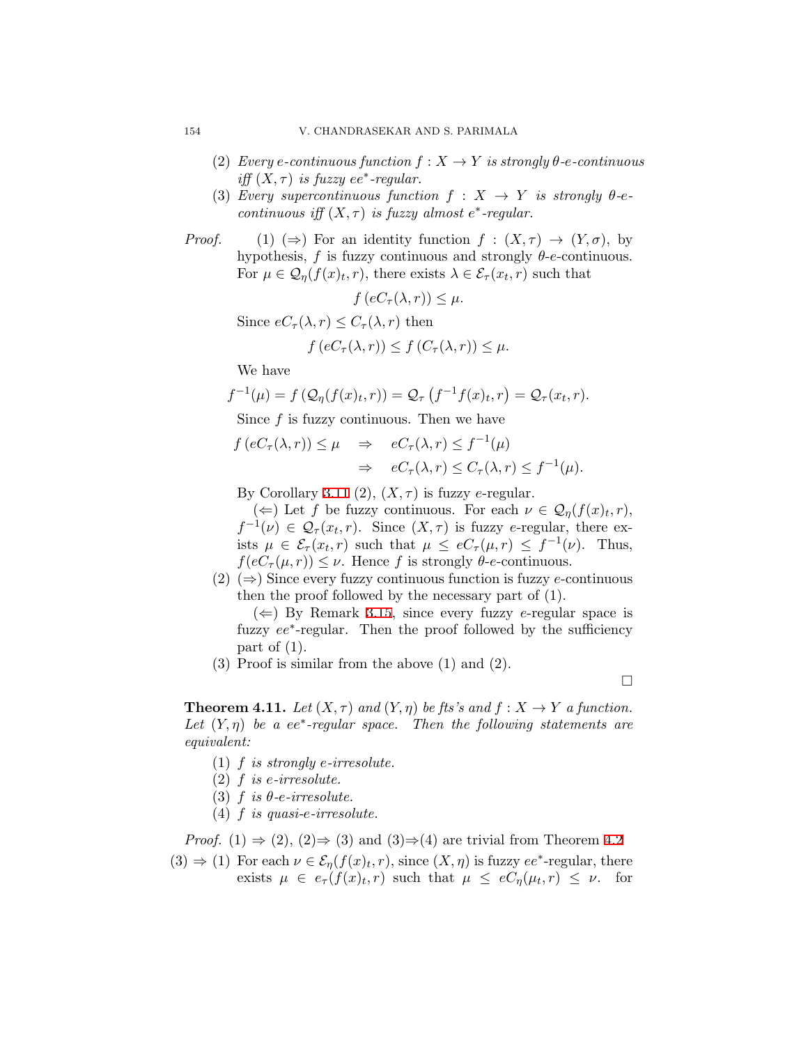(2) *Every e-continuous function $f : X \to Y$ is strongly $\theta$-e-continuous iff $(X, \tau)$ is fuzzy $ee^*$-regular.*

(3) *Every supercontinuous function $f : X \to Y$ is strongly $\theta$-e-continuous iff $(X, \tau)$ is fuzzy almost $e^*$-regular.*

*Proof.* (1) ($\Rightarrow$) For an identity function $f : (X, \tau) \to (Y, \sigma)$, by hypothesis, $f$ is fuzzy continuous and strongly $\theta$-$e$-continuous. For $\mu \in \mathcal{Q}_\eta(f(x)_t, r)$, there exists $\lambda \in \mathcal{E}_\tau(x_t, r)$ such that

$$f\left(eC_\tau(\lambda, r)\right) \leq \mu.$$

Since $eC_\tau(\lambda, r) \leq C_\tau(\lambda, r)$ then

$$f\left(eC_\tau(\lambda, r)\right) \leq f\left(C_\tau(\lambda, r)\right) \leq \mu.$$

We have

$$f^{-1}(\mu) = f\left(\mathcal{Q}_\eta(f(x)_t, r)\right) = \mathcal{Q}_\tau\left(f^{-1}f(x)_t, r\right) = \mathcal{Q}_\tau(x_t, r).$$

Since $f$ is fuzzy continuous. Then we have

$$\begin{aligned} f\left(eC_\tau(\lambda, r)\right) \leq \mu \quad &\Rightarrow \quad eC_\tau(\lambda, r) \leq f^{-1}(\mu) \\ &\Rightarrow \quad eC_\tau(\lambda, r) \leq C_\tau(\lambda, r) \leq f^{-1}(\mu). \end{aligned}$$

By Corollary 3.11 (2), $(X, \tau)$ is fuzzy $e$-regular.

($\Leftarrow$) Let $f$ be fuzzy continuous. For each $\nu \in \mathcal{Q}_\eta(f(x)_t, r)$, $f^{-1}(\nu) \in \mathcal{Q}_\tau(x_t, r)$. Since $(X, \tau)$ is fuzzy $e$-regular, there exists $\mu \in \mathcal{E}_\tau(x_t, r)$ such that $\mu \leq eC_\tau(\mu, r) \leq f^{-1}(\nu)$. Thus, $f(eC_\tau(\mu, r)) \leq \nu$. Hence $f$ is strongly $\theta$-$e$-continuous.

(2) ($\Rightarrow$) Since every fuzzy continuous function is fuzzy $e$-continuous then the proof followed by the necessary part of (1).

($\Leftarrow$) By Remark 3.15, since every fuzzy $e$-regular space is fuzzy $ee^*$-regular. Then the proof followed by the sufficiency part of (1).

(3) Proof is similar from the above (1) and (2).

$\square$

**Theorem 4.11.** *Let $(X, \tau)$ and $(Y, \eta)$ be fts's and $f : X \to Y$ a function. Let $(Y, \eta)$ be a $ee^*$-regular space. Then the following statements are equivalent:*

(1) *$f$ is strongly e-irresolute.*
(2) *$f$ is e-irresolute.*
(3) *$f$ is $\theta$-e-irresolute.*
(4) *$f$ is quasi-e-irresolute.*

*Proof.* (1) $\Rightarrow$ (2), (2)$\Rightarrow$ (3) and (3)$\Rightarrow$(4) are trivial from Theorem 4.2

(3) $\Rightarrow$ (1) For each $\nu \in \mathcal{E}_\eta(f(x)_t, r)$, since $(X, \eta)$ is fuzzy $ee^*$-regular, there exists $\mu \in e_\tau(f(x)_t, r)$ such that $\mu \leq eC_\eta(\mu_t, r) \leq \nu$. for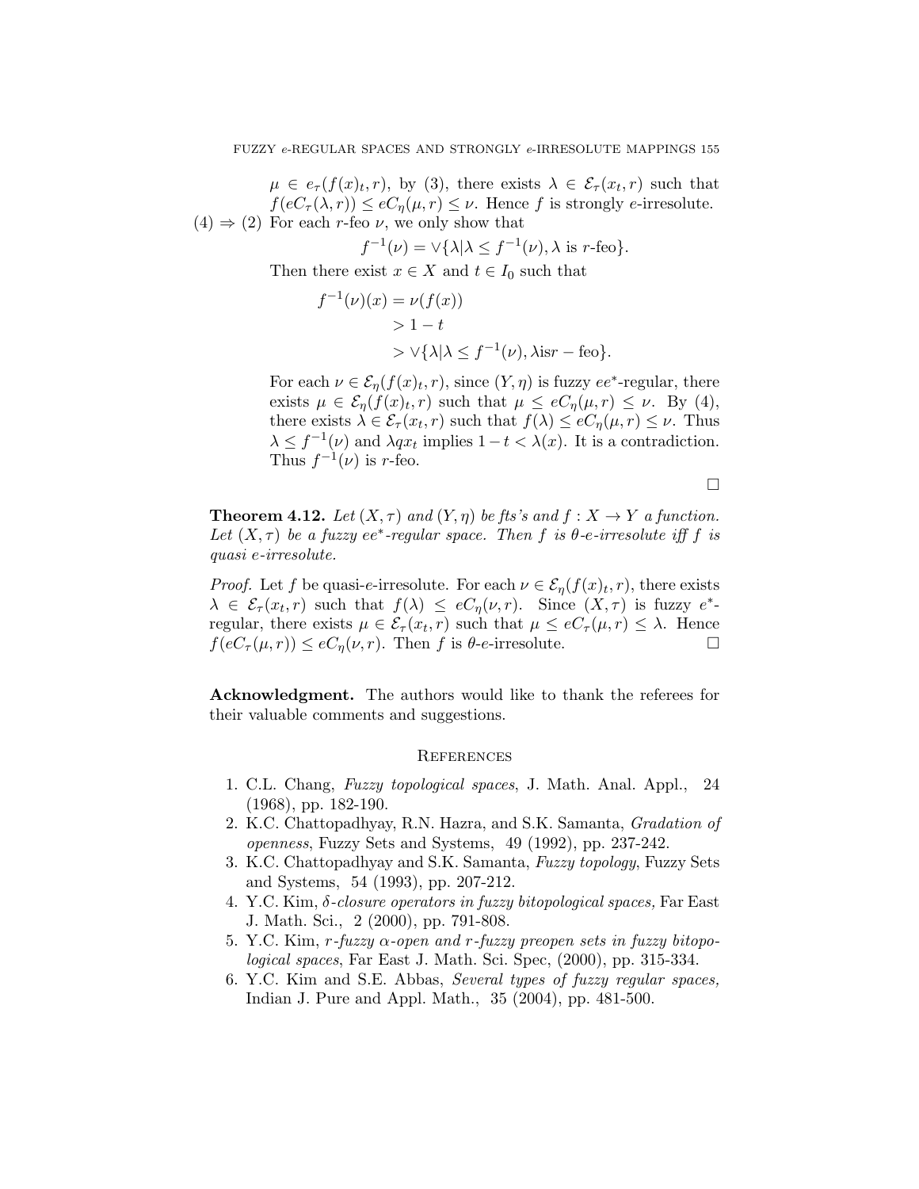$\mu \in e_\tau(f(x)_t, r)$, by (3), there exists $\lambda \in \mathcal{E}_\tau(x_t, r)$ such that $f(eC_\tau(\lambda, r)) \leq eC_\eta(\mu, r) \leq \nu$. Hence $f$ is strongly $e$-irresolute.

(4) $\Rightarrow$ (2) For each $r$-feo $\nu$, we only show that

$$f^{-1}(\nu) = \vee\{\lambda | \lambda \leq f^{-1}(\nu), \lambda \text{ is } r\text{-feo}\}.$$

Then there exist $x \in X$ and $t \in I_0$ such that

$$\begin{aligned} f^{-1}(\nu)(x) &= \nu(f(x)) \\ &> 1 - t \\ &> \vee\{\lambda | \lambda \leq f^{-1}(\nu), \lambda is r - \text{feo}\}. \end{aligned}$$

For each $\nu \in \mathcal{E}_\eta(f(x)_t, r)$, since $(Y, \eta)$ is fuzzy $ee^*$-regular, there exists $\mu \in \mathcal{E}_\eta(f(x)_t, r)$ such that $\mu \leq eC_\eta(\mu, r) \leq \nu$. By (4), there exists $\lambda \in \mathcal{E}_\tau(x_t, r)$ such that $f(\lambda) \leq eC_\eta(\mu, r) \leq \nu$. Thus $\lambda \leq f^{-1}(\nu)$ and $\lambda q x_t$ implies $1 - t < \lambda(x)$. It is a contradiction. Thus $f^{-1}(\nu)$ is $r$-feo.

□

**Theorem 4.12.** *Let $(X, \tau)$ and $(Y, \eta)$ be fts's and $f : X \to Y$ a function. Let $(X, \tau)$ be a fuzzy $ee^*$-regular space. Then $f$ is $\theta$-$e$-irresolute iff $f$ is quasi $e$-irresolute.*

*Proof.* Let $f$ be quasi-$e$-irresolute. For each $\nu \in \mathcal{E}_\eta(f(x)_t, r)$, there exists $\lambda \in \mathcal{E}_\tau(x_t, r)$ such that $f(\lambda) \leq eC_\eta(\nu, r)$. Since $(X, \tau)$ is fuzzy $e^*$-regular, there exists $\mu \in \mathcal{E}_\tau(x_t, r)$ such that $\mu \leq eC_\tau(\mu, r) \leq \lambda$. Hence $f(eC_\tau(\mu, r)) \leq eC_\eta(\nu, r)$. Then $f$ is $\theta$-$e$-irresolute. □

**Acknowledgment.** The authors would like to thank the referees for their valuable comments and suggestions.

## References

1. C.L. Chang, *Fuzzy topological spaces*, J. Math. Anal. Appl., 24 (1968), pp. 182-190.
2. K.C. Chattopadhyay, R.N. Hazra, and S.K. Samanta, *Gradation of openness*, Fuzzy Sets and Systems, 49 (1992), pp. 237-242.
3. K.C. Chattopadhyay and S.K. Samanta, *Fuzzy topology*, Fuzzy Sets and Systems, 54 (1993), pp. 207-212.
4. Y.C. Kim, *$\delta$-closure operators in fuzzy bitopological spaces,* Far East J. Math. Sci., 2 (2000), pp. 791-808.
5. Y.C. Kim, *$r$-fuzzy $\alpha$-open and $r$-fuzzy preopen sets in fuzzy bitopological spaces*, Far East J. Math. Sci. Spec, (2000), pp. 315-334.
6. Y.C. Kim and S.E. Abbas, *Several types of fuzzy regular spaces,* Indian J. Pure and Appl. Math., 35 (2004), pp. 481-500.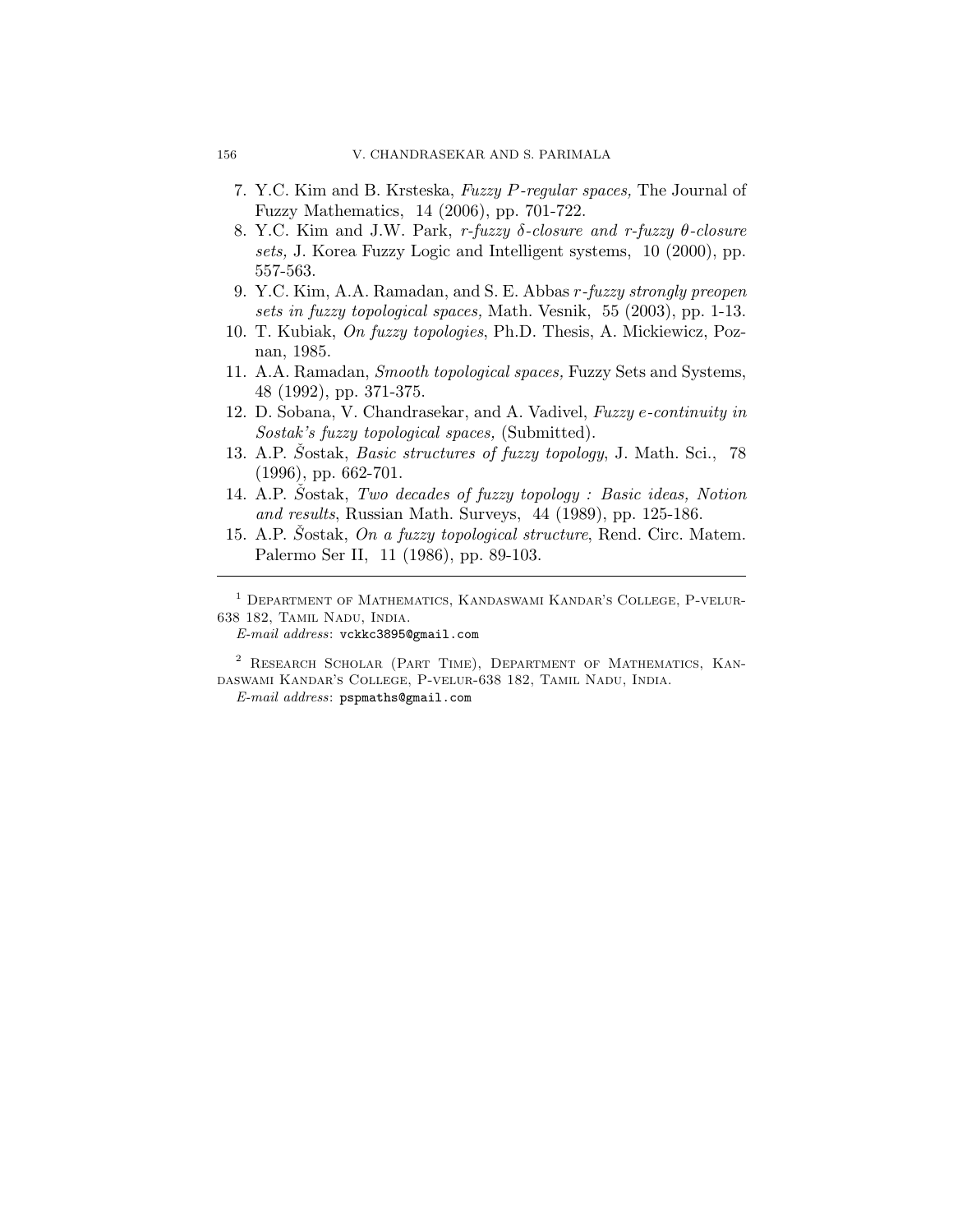7. Y.C. Kim and B. Krsteska, *Fuzzy $P$-regular spaces,* The Journal of Fuzzy Mathematics, 14 (2006), pp. 701-722.
8. Y.C. Kim and J.W. Park, *r-fuzzy $\delta$-closure and r-fuzzy $\theta$-closure sets,* J. Korea Fuzzy Logic and Intelligent systems, 10 (2000), pp. 557-563.
9. Y.C. Kim, A.A. Ramadan, and S. E. Abbas *$r$-fuzzy strongly preopen sets in fuzzy topological spaces,* Math. Vesnik, 55 (2003), pp. 1-13.
10. T. Kubiak, *On fuzzy topologies*, Ph.D. Thesis, A. Mickiewicz, Poznan, 1985.
11. A.A. Ramadan, *Smooth topological spaces,* Fuzzy Sets and Systems, 48 (1992), pp. 371-375.
12. D. Sobana, V. Chandrasekar, and A. Vadivel, *Fuzzy e-continuity in Sostak's fuzzy topological spaces,* (Submitted).
13. A.P. Šostak, *Basic structures of fuzzy topology*, J. Math. Sci., 78 (1996), pp. 662-701.
14. A.P. Śostak, *Two decades of fuzzy topology : Basic ideas, Notion and results*, Russian Math. Surveys, 44 (1989), pp. 125-186.
15. A.P. Šostak, *On a fuzzy topological structure*, Rend. Circ. Matem. Palermo Ser II, 11 (1986), pp. 89-103.

---

[1] Department of Mathematics, Kandaswami Kandar's College, P-velur-638 182, Tamil Nadu, India.

*E-mail address*: vckkc3895@gmail.com

[2] Research Scholar (Part Time), Department of Mathematics, Kandaswami Kandar's College, P-velur-638 182, Tamil Nadu, India.

*E-mail address*: pspmaths@gmail.com